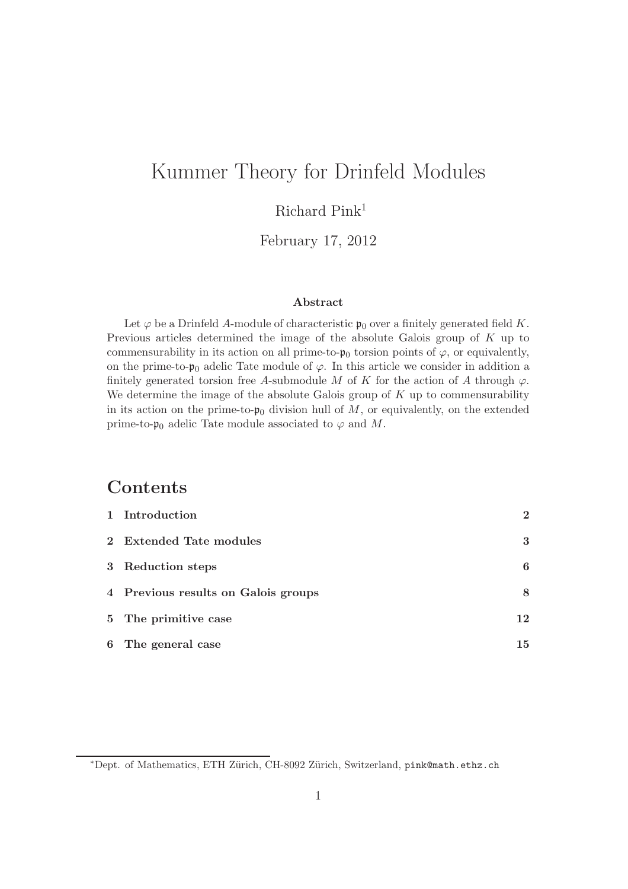# Kummer Theory for Drinfeld Modules

Richard Pink[1]

February 17, 2012

### Abstract

Let $\varphi$ be a Drinfeld $A$-module of characteristic $\mathfrak{p}_0$ over a finitely generated field $K$. Previous articles determined the image of the absolute Galois group of $K$ up to commensurability in its action on all prime-to-$\mathfrak{p}_0$ torsion points of $\varphi$, or equivalently, on the prime-to-$\mathfrak{p}_0$ adelic Tate module of $\varphi$. In this article we consider in addition a finitely generated torsion free $A$-submodule $M$ of $K$ for the action of $A$ through $\varphi$. We determine the image of the absolute Galois group of $K$ up to commensurability in its action on the prime-to-$\mathfrak{p}_0$ division hull of $M$, or equivalently, on the extended prime-to-$\mathfrak{p}_0$ adelic Tate module associated to $\varphi$ and $M$.

## Contents

| | |
|---|---|
| **1 Introduction** | **2** |
| **2 Extended Tate modules** | **3** |
| **3 Reduction steps** | **6** |
| **4 Previous results on Galois groups** | **8** |
| **5 The primitive case** | **12** |
| **6 The general case** | **15** |

[*] Dept. of Mathematics, ETH Zürich, CH-8092 Zürich, Switzerland, pink@math.ethz.ch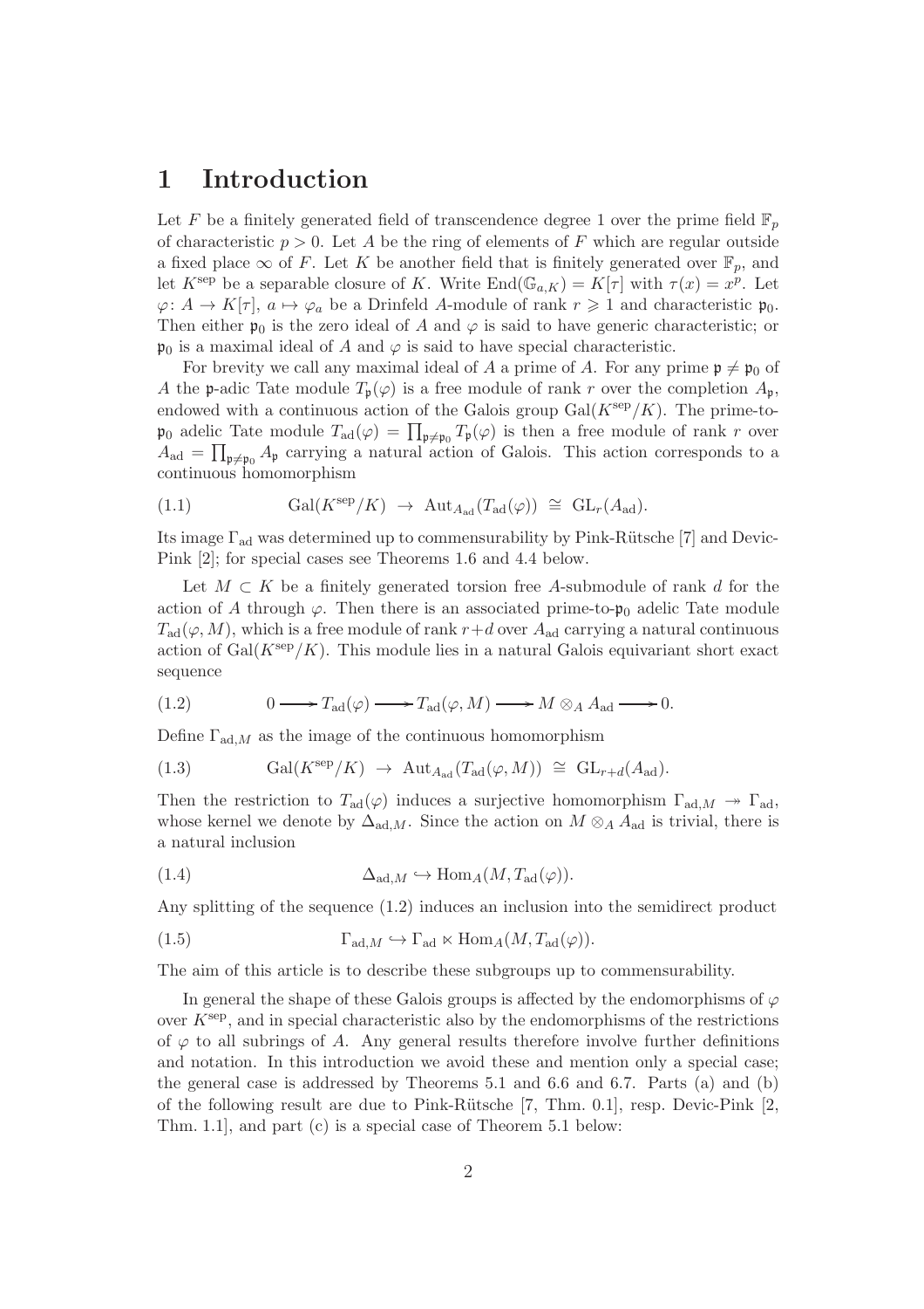# 1 Introduction

Let $F$ be a finitely generated field of transcendence degree 1 over the prime field $\mathbb{F}_p$ of characteristic $p > 0$. Let $A$ be the ring of elements of $F$ which are regular outside a fixed place $\infty$ of $F$. Let $K$ be another field that is finitely generated over $\mathbb{F}_p$, and let $K^{\mathrm{sep}}$ be a separable closure of $K$. Write $\mathrm{End}(\mathbb{G}_{a,K}) = K[\tau]$ with $\tau(x) = x^p$. Let $\varphi\colon A \to K[\tau]$, $a \mapsto \varphi_a$ be a Drinfeld $A$-module of rank $r \geqslant 1$ and characteristic $\mathfrak{p}_0$. Then either $\mathfrak{p}_0$ is the zero ideal of $A$ and $\varphi$ is said to have generic characteristic; or $\mathfrak{p}_0$ is a maximal ideal of $A$ and $\varphi$ is said to have special characteristic.

For brevity we call any maximal ideal of $A$ a prime of $A$. For any prime $\mathfrak{p} \neq \mathfrak{p}_0$ of $A$ the $\mathfrak{p}$-adic Tate module $T_{\mathfrak{p}}(\varphi)$ is a free module of rank $r$ over the completion $A_{\mathfrak{p}}$, endowed with a continuous action of the Galois group $\mathrm{Gal}(K^{\mathrm{sep}}/K)$. The prime-to-$\mathfrak{p}_0$ adelic Tate module $T_{\mathrm{ad}}(\varphi) = \prod_{\mathfrak{p}\neq\mathfrak{p}_0} T_{\mathfrak{p}}(\varphi)$ is then a free module of rank $r$ over $A_{\mathrm{ad}} = \prod_{\mathfrak{p}\neq\mathfrak{p}_0} A_{\mathfrak{p}}$ carrying a natural action of Galois. This action corresponds to a continuous homomorphism

$$\mathrm{Gal}(K^{\mathrm{sep}}/K) \;\to\; \mathrm{Aut}_{A_{\mathrm{ad}}}(T_{\mathrm{ad}}(\varphi)) \;\cong\; \mathrm{GL}_r(A_{\mathrm{ad}}). \tag{1.1}$$

Its image $\Gamma_{\mathrm{ad}}$ was determined up to commensurability by Pink-Rütsche [7] and Devic-Pink [2]; for special cases see Theorems 1.6 and 4.4 below.

Let $M \subset K$ be a finitely generated torsion free $A$-submodule of rank $d$ for the action of $A$ through $\varphi$. Then there is an associated prime-to-$\mathfrak{p}_0$ adelic Tate module $T_{\mathrm{ad}}(\varphi, M)$, which is a free module of rank $r+d$ over $A_{\mathrm{ad}}$ carrying a natural continuous action of $\mathrm{Gal}(K^{\mathrm{sep}}/K)$. This module lies in a natural Galois equivariant short exact sequence

$$0 \longrightarrow T_{\mathrm{ad}}(\varphi) \longrightarrow T_{\mathrm{ad}}(\varphi, M) \longrightarrow M \otimes_A A_{\mathrm{ad}} \longrightarrow 0. \tag{1.2}$$

Define $\Gamma_{\mathrm{ad},M}$ as the image of the continuous homomorphism

$$\mathrm{Gal}(K^{\mathrm{sep}}/K) \;\to\; \mathrm{Aut}_{A_{\mathrm{ad}}}(T_{\mathrm{ad}}(\varphi, M)) \;\cong\; \mathrm{GL}_{r+d}(A_{\mathrm{ad}}). \tag{1.3}$$

Then the restriction to $T_{\mathrm{ad}}(\varphi)$ induces a surjective homomorphism $\Gamma_{\mathrm{ad},M} \twoheadrightarrow \Gamma_{\mathrm{ad}}$, whose kernel we denote by $\Delta_{\mathrm{ad},M}$. Since the action on $M \otimes_A A_{\mathrm{ad}}$ is trivial, there is a natural inclusion

$$\Delta_{\mathrm{ad},M} \hookrightarrow \mathrm{Hom}_A(M, T_{\mathrm{ad}}(\varphi)). \tag{1.4}$$

Any splitting of the sequence (1.2) induces an inclusion into the semidirect product

$$\Gamma_{\mathrm{ad},M} \hookrightarrow \Gamma_{\mathrm{ad}} \ltimes \mathrm{Hom}_A(M, T_{\mathrm{ad}}(\varphi)). \tag{1.5}$$

The aim of this article is to describe these subgroups up to commensurability.

In general the shape of these Galois groups is affected by the endomorphisms of $\varphi$ over $K^{\mathrm{sep}}$, and in special characteristic also by the endomorphisms of the restrictions of $\varphi$ to all subrings of $A$. Any general results therefore involve further definitions and notation. In this introduction we avoid these and mention only a special case; the general case is addressed by Theorems 5.1 and 6.6 and 6.7. Parts (a) and (b) of the following result are due to Pink-Rütsche [7, Thm. 0.1], resp. Devic-Pink [2, Thm. 1.1], and part (c) is a special case of Theorem 5.1 below: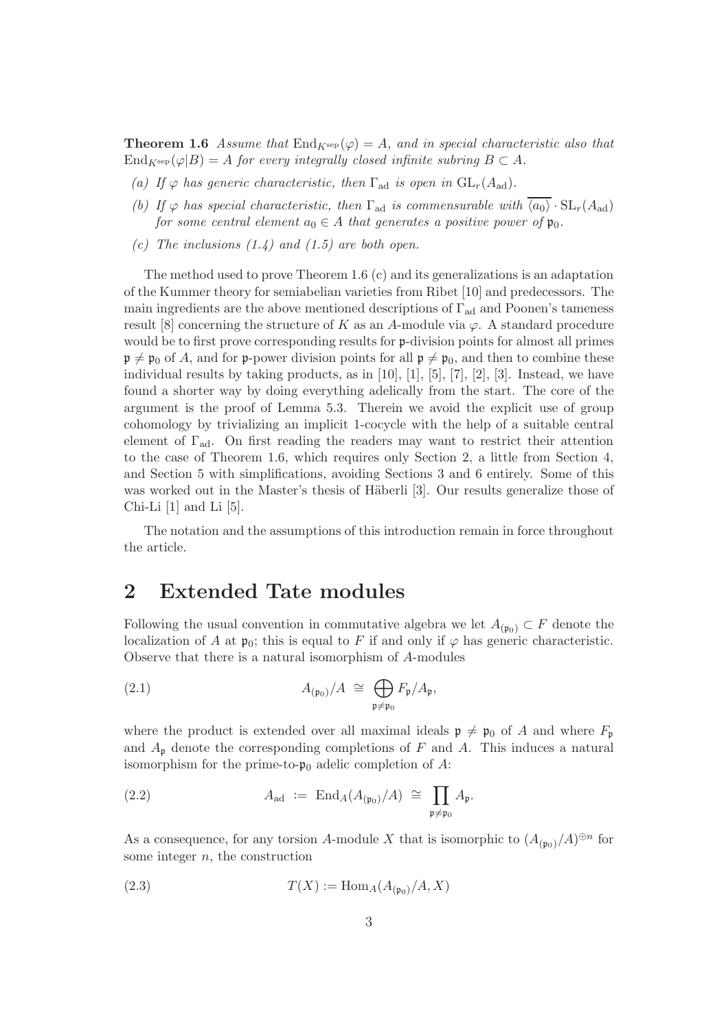**Theorem 1.6** *Assume that* $\mathrm{End}_{K^{\mathrm{sep}}}(\varphi) = A$*, and in special characteristic also that* $\mathrm{End}_{K^{\mathrm{sep}}}(\varphi|B) = A$ *for every integrally closed infinite subring* $B \subset A$*.*

*(a) If* $\varphi$ *has generic characteristic, then* $\Gamma_{\mathrm{ad}}$ *is open in* $\mathrm{GL}_r(A_{\mathrm{ad}})$*.*

*(b) If* $\varphi$ *has special characteristic, then* $\Gamma_{\mathrm{ad}}$ *is commensurable with* $\overline{\langle a_0 \rangle} \cdot \mathrm{SL}_r(A_{\mathrm{ad}})$ *for some central element* $a_0 \in A$ *that generates a positive power of* $\mathfrak{p}_0$*.*

*(c) The inclusions (1.4) and (1.5) are both open.*

The method used to prove Theorem 1.6 (c) and its generalizations is an adaptation of the Kummer theory for semiabelian varieties from Ribet [10] and predecessors. The main ingredients are the above mentioned descriptions of $\Gamma_{\mathrm{ad}}$ and Poonen's tameness result [8] concerning the structure of $K$ as an $A$-module via $\varphi$. A standard procedure would be to first prove corresponding results for $\mathfrak{p}$-division points for almost all primes $\mathfrak{p} \neq \mathfrak{p}_0$ of $A$, and for $\mathfrak{p}$-power division points for all $\mathfrak{p} \neq \mathfrak{p}_0$, and then to combine these individual results by taking products, as in [10], [1], [5], [7], [2], [3]. Instead, we have found a shorter way by doing everything adelically from the start. The core of the argument is the proof of Lemma 5.3. Therein we avoid the explicit use of group cohomology by trivializing an implicit 1-cocycle with the help of a suitable central element of $\Gamma_{\mathrm{ad}}$. On first reading the readers may want to restrict their attention to the case of Theorem 1.6, which requires only Section 2, a little from Section 4, and Section 5 with simplifications, avoiding Sections 3 and 6 entirely. Some of this was worked out in the Master's thesis of Häberli [3]. Our results generalize those of Chi-Li [1] and Li [5].

The notation and the assumptions of this introduction remain in force throughout the article.

## 2 Extended Tate modules

Following the usual convention in commutative algebra we let $A_{(\mathfrak{p}_0)} \subset F$ denote the localization of $A$ at $\mathfrak{p}_0$; this is equal to $F$ if and only if $\varphi$ has generic characteristic. Observe that there is a natural isomorphism of $A$-modules

$$A_{(\mathfrak{p}_0)}/A \;\cong\; \bigoplus_{\mathfrak{p} \neq \mathfrak{p}_0} F_{\mathfrak{p}}/A_{\mathfrak{p}}, \tag{2.1}$$

where the product is extended over all maximal ideals $\mathfrak{p} \neq \mathfrak{p}_0$ of $A$ and where $F_{\mathfrak{p}}$ and $A_{\mathfrak{p}}$ denote the corresponding completions of $F$ and $A$. This induces a natural isomorphism for the prime-to-$\mathfrak{p}_0$ adelic completion of $A$:

$$A_{\mathrm{ad}} \;:=\; \mathrm{End}_A(A_{(\mathfrak{p}_0)}/A) \;\cong\; \prod_{\mathfrak{p} \neq \mathfrak{p}_0} A_{\mathfrak{p}}. \tag{2.2}$$

As a consequence, for any torsion $A$-module $X$ that is isomorphic to $(A_{(\mathfrak{p}_0)}/A)^{\oplus n}$ for some integer $n$, the construction

$$T(X) := \mathrm{Hom}_A(A_{(\mathfrak{p}_0)}/A, X) \tag{2.3}$$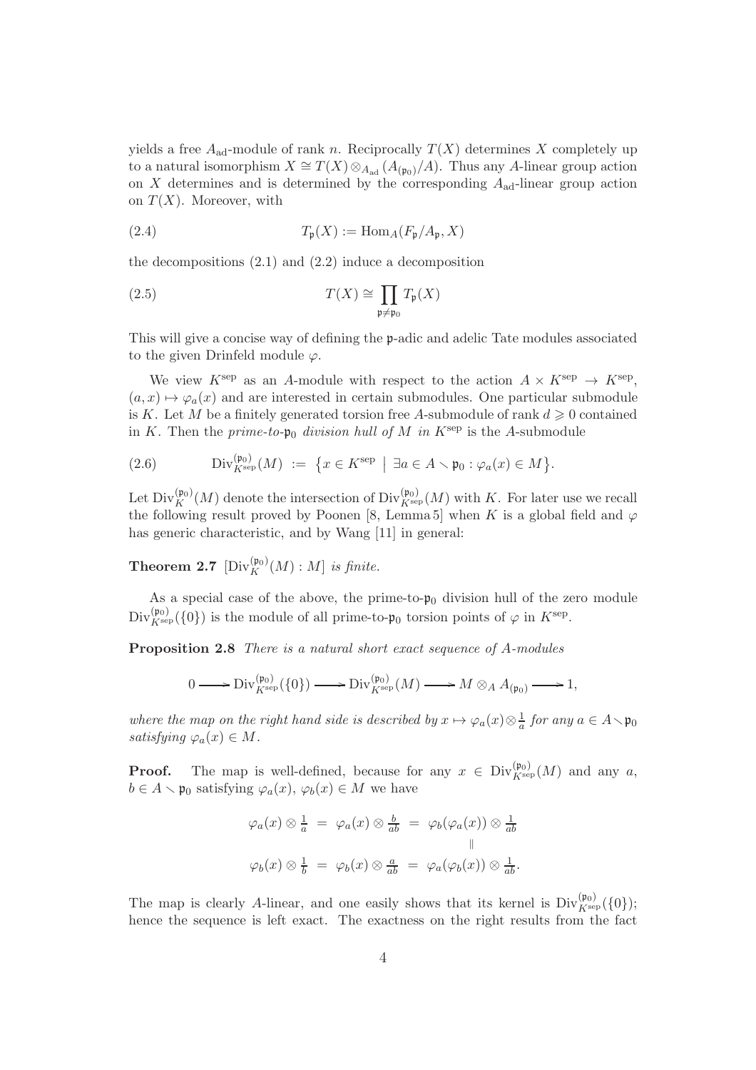yields a free $A_{\mathrm{ad}}$-module of rank $n$. Reciprocally $T(X)$ determines $X$ completely up to a natural isomorphism $X \cong T(X) \otimes_{A_{\mathrm{ad}}} (A_{(\mathfrak{p}_0)}/A)$. Thus any $A$-linear group action on $X$ determines and is determined by the corresponding $A_{\mathrm{ad}}$-linear group action on $T(X)$. Moreover, with

$$T_{\mathfrak{p}}(X) := \mathrm{Hom}_A(F_{\mathfrak{p}}/A_{\mathfrak{p}}, X) \tag{2.4}$$

the decompositions (2.1) and (2.2) induce a decomposition

$$T(X) \cong \prod_{\mathfrak{p} \neq \mathfrak{p}_0} T_{\mathfrak{p}}(X) \tag{2.5}$$

This will give a concise way of defining the $\mathfrak{p}$-adic and adelic Tate modules associated to the given Drinfeld module $\varphi$.

We view $K^{\mathrm{sep}}$ as an $A$-module with respect to the action $A \times K^{\mathrm{sep}} \to K^{\mathrm{sep}}$, $(a, x) \mapsto \varphi_a(x)$ and are interested in certain submodules. One particular submodule is $K$. Let $M$ be a finitely generated torsion free $A$-submodule of rank $d \geqslant 0$ contained in $K$. Then the *prime-to-$\mathfrak{p}_0$ division hull of $M$ in* $K^{\mathrm{sep}}$ is the $A$-submodule

$$\mathrm{Div}^{(\mathfrak{p}_0)}_{K^{\mathrm{sep}}}(M) \ := \ \big\{ x \in K^{\mathrm{sep}} \ \big| \ \exists a \in A \smallsetminus \mathfrak{p}_0 : \varphi_a(x) \in M \big\}. \tag{2.6}$$

Let $\mathrm{Div}^{(\mathfrak{p}_0)}_{K}(M)$ denote the intersection of $\mathrm{Div}^{(\mathfrak{p}_0)}_{K^{\mathrm{sep}}}(M)$ with $K$. For later use we recall the following result proved by Poonen [8, Lemma 5] when $K$ is a global field and $\varphi$ has generic characteristic, and by Wang [11] in general:

**Theorem 2.7** *$[\mathrm{Div}^{(\mathfrak{p}_0)}_{K}(M) : M]$ is finite.*

As a special case of the above, the prime-to-$\mathfrak{p}_0$ division hull of the zero module $\mathrm{Div}^{(\mathfrak{p}_0)}_{K^{\mathrm{sep}}}(\{0\})$ is the module of all prime-to-$\mathfrak{p}_0$ torsion points of $\varphi$ in $K^{\mathrm{sep}}$.

**Proposition 2.8** *There is a natural short exact sequence of $A$-modules*

$$0 \longrightarrow \mathrm{Div}^{(\mathfrak{p}_0)}_{K^{\mathrm{sep}}}(\{0\}) \longrightarrow \mathrm{Div}^{(\mathfrak{p}_0)}_{K^{\mathrm{sep}}}(M) \longrightarrow M \otimes_A A_{(\mathfrak{p}_0)} \longrightarrow 1,$$

*where the map on the right hand side is described by $x \mapsto \varphi_a(x) \otimes \frac{1}{a}$ for any $a \in A \smallsetminus \mathfrak{p}_0$ satisfying $\varphi_a(x) \in M$.*

**Proof.** The map is well-defined, because for any $x \in \mathrm{Div}^{(\mathfrak{p}_0)}_{K^{\mathrm{sep}}}(M)$ and any $a$, $b \in A \smallsetminus \mathfrak{p}_0$ satisfying $\varphi_a(x)$, $\varphi_b(x) \in M$ we have

$$\begin{array}{rcccl} \varphi_a(x) \otimes \frac{1}{a} & = & \varphi_a(x) \otimes \frac{b}{ab} & = & \varphi_b(\varphi_a(x)) \otimes \frac{1}{ab} \\ & & & & \parallel \\ \varphi_b(x) \otimes \frac{1}{b} & = & \varphi_b(x) \otimes \frac{a}{ab} & = & \varphi_a(\varphi_b(x)) \otimes \frac{1}{ab}. \end{array}$$

The map is clearly $A$-linear, and one easily shows that its kernel is $\mathrm{Div}^{(\mathfrak{p}_0)}_{K^{\mathrm{sep}}}(\{0\})$; hence the sequence is left exact. The exactness on the right results from the fact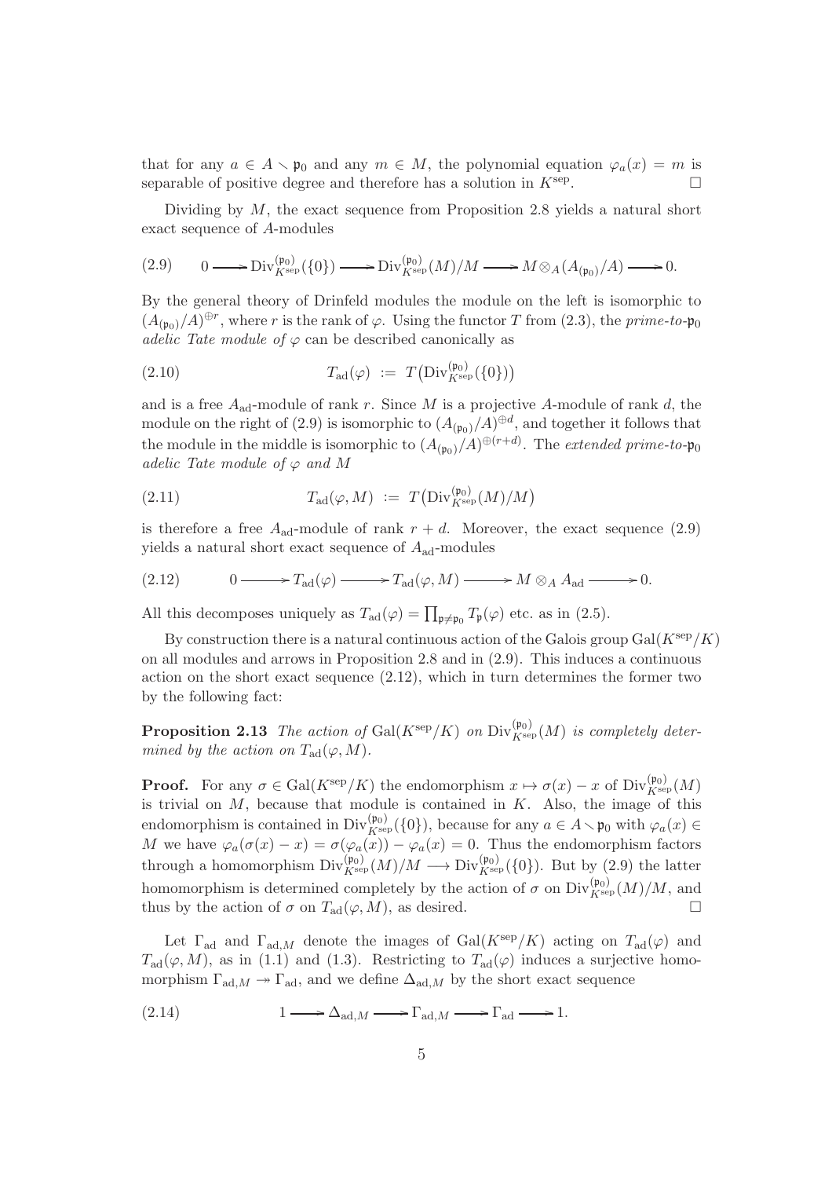that for any $a \in A \smallsetminus \mathfrak{p}_0$ and any $m \in M$, the polynomial equation $\varphi_a(x) = m$ is separable of positive degree and therefore has a solution in $K^{\rm sep}$. $\square$

Dividing by $M$, the exact sequence from Proposition 2.8 yields a natural short exact sequence of $A$-modules

$$(2.9) \qquad 0 \longrightarrow \mathrm{Div}^{(\mathfrak{p}_0)}_{K^{\rm sep}}(\{0\}) \longrightarrow \mathrm{Div}^{(\mathfrak{p}_0)}_{K^{\rm sep}}(M)/M \longrightarrow M \otimes_A (A_{(\mathfrak{p}_0)}/A) \longrightarrow 0.$$

By the general theory of Drinfeld modules the module on the left is isomorphic to $(A_{(\mathfrak{p}_0)}/A)^{\oplus r}$, where $r$ is the rank of $\varphi$. Using the functor $T$ from (2.3), the *prime-to-$\mathfrak{p}_0$ adelic Tate module of $\varphi$* can be described canonically as

$$(2.10) \qquad T_{\rm ad}(\varphi) \;:=\; T\big(\mathrm{Div}^{(\mathfrak{p}_0)}_{K^{\rm sep}}(\{0\})\big)$$

and is a free $A_{\rm ad}$-module of rank $r$. Since $M$ is a projective $A$-module of rank $d$, the module on the right of (2.9) is isomorphic to $(A_{(\mathfrak{p}_0)}/A)^{\oplus d}$, and together it follows that the module in the middle is isomorphic to $(A_{(\mathfrak{p}_0)}/A)^{\oplus(r+d)}$. The *extended prime-to-$\mathfrak{p}_0$ adelic Tate module of $\varphi$ and $M$*

$$(2.11) \qquad T_{\rm ad}(\varphi, M) \;:=\; T\big(\mathrm{Div}^{(\mathfrak{p}_0)}_{K^{\rm sep}}(M)/M\big)$$

is therefore a free $A_{\rm ad}$-module of rank $r + d$. Moreover, the exact sequence (2.9) yields a natural short exact sequence of $A_{\rm ad}$-modules

$$(2.12) \qquad 0 \longrightarrow T_{\rm ad}(\varphi) \longrightarrow T_{\rm ad}(\varphi, M) \longrightarrow M \otimes_A A_{\rm ad} \longrightarrow 0.$$

All this decomposes uniquely as $T_{\rm ad}(\varphi) = \prod_{\mathfrak{p}\neq\mathfrak{p}_0} T_{\mathfrak{p}}(\varphi)$ etc. as in (2.5).

By construction there is a natural continuous action of the Galois group $\mathrm{Gal}(K^{\rm sep}/K)$ on all modules and arrows in Proposition 2.8 and in (2.9). This induces a continuous action on the short exact sequence (2.12), which in turn determines the former two by the following fact:

**Proposition 2.13** *The action of $\mathrm{Gal}(K^{\rm sep}/K)$ on $\mathrm{Div}^{(\mathfrak{p}_0)}_{K^{\rm sep}}(M)$ is completely determined by the action on $T_{\rm ad}(\varphi, M)$.*

**Proof.** For any $\sigma \in \mathrm{Gal}(K^{\rm sep}/K)$ the endomorphism $x \mapsto \sigma(x) - x$ of $\mathrm{Div}^{(\mathfrak{p}_0)}_{K^{\rm sep}}(M)$ is trivial on $M$, because that module is contained in $K$. Also, the image of this endomorphism is contained in $\mathrm{Div}^{(\mathfrak{p}_0)}_{K^{\rm sep}}(\{0\})$, because for any $a \in A \smallsetminus \mathfrak{p}_0$ with $\varphi_a(x) \in M$ we have $\varphi_a(\sigma(x) - x) = \sigma(\varphi_a(x)) - \varphi_a(x) = 0$. Thus the endomorphism factors through a homomorphism $\mathrm{Div}^{(\mathfrak{p}_0)}_{K^{\rm sep}}(M)/M \longrightarrow \mathrm{Div}^{(\mathfrak{p}_0)}_{K^{\rm sep}}(\{0\})$. But by (2.9) the latter homomorphism is determined completely by the action of $\sigma$ on $\mathrm{Div}^{(\mathfrak{p}_0)}_{K^{\rm sep}}(M)/M$, and thus by the action of $\sigma$ on $T_{\rm ad}(\varphi, M)$, as desired. $\square$

Let $\Gamma_{\rm ad}$ and $\Gamma_{{\rm ad},M}$ denote the images of $\mathrm{Gal}(K^{\rm sep}/K)$ acting on $T_{\rm ad}(\varphi)$ and $T_{\rm ad}(\varphi, M)$, as in (1.1) and (1.3). Restricting to $T_{\rm ad}(\varphi)$ induces a surjective homomorphism $\Gamma_{{\rm ad},M} \twoheadrightarrow \Gamma_{\rm ad}$, and we define $\Delta_{{\rm ad},M}$ by the short exact sequence

$$(2.14) \qquad 1 \longrightarrow \Delta_{{\rm ad},M} \longrightarrow \Gamma_{{\rm ad},M} \longrightarrow \Gamma_{\rm ad} \longrightarrow 1.$$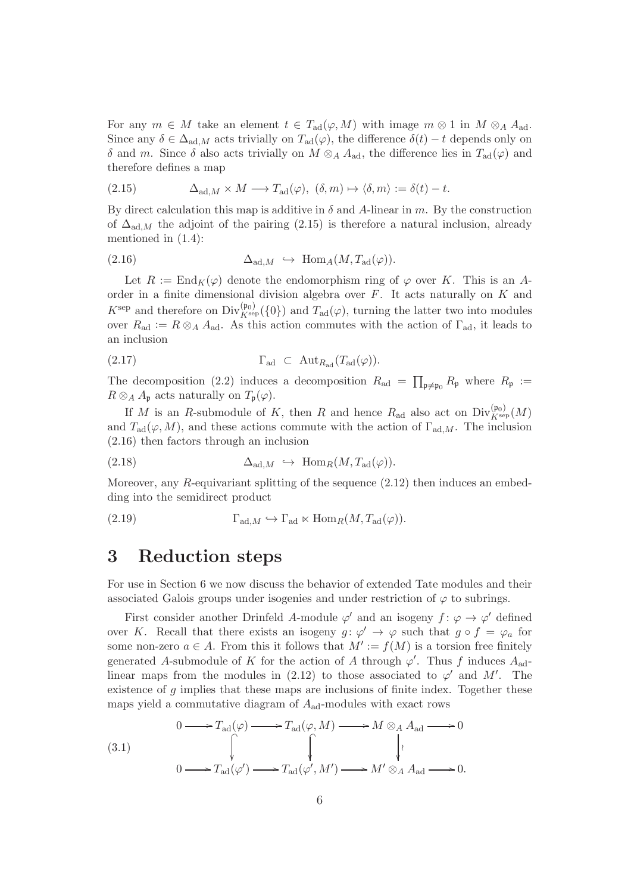For any $m \in M$ take an element $t \in T_{\mathrm{ad}}(\varphi, M)$ with image $m \otimes 1$ in $M \otimes_A A_{\mathrm{ad}}$. Since any $\delta \in \Delta_{\mathrm{ad},M}$ acts trivially on $T_{\mathrm{ad}}(\varphi)$, the difference $\delta(t) - t$ depends only on $\delta$ and $m$. Since $\delta$ also acts trivially on $M \otimes_A A_{\mathrm{ad}}$, the difference lies in $T_{\mathrm{ad}}(\varphi)$ and therefore defines a map

$$\Delta_{\mathrm{ad},M} \times M \longrightarrow T_{\mathrm{ad}}(\varphi),\ (\delta, m) \mapsto \langle \delta, m\rangle := \delta(t) - t. \tag{2.15}$$

By direct calculation this map is additive in $\delta$ and $A$-linear in $m$. By the construction of $\Delta_{\mathrm{ad},M}$ the adjoint of the pairing (2.15) is therefore a natural inclusion, already mentioned in (1.4):

$$\Delta_{\mathrm{ad},M} \hookrightarrow \mathrm{Hom}_A(M, T_{\mathrm{ad}}(\varphi)). \tag{2.16}$$

Let $R := \mathrm{End}_K(\varphi)$ denote the endomorphism ring of $\varphi$ over $K$. This is an $A$-order in a finite dimensional division algebra over $F$. It acts naturally on $K$ and $K^{\mathrm{sep}}$ and therefore on $\mathrm{Div}^{(\mathfrak{p}_0)}_{K^{\mathrm{sep}}}(\{0\})$ and $T_{\mathrm{ad}}(\varphi)$, turning the latter two into modules over $R_{\mathrm{ad}} := R \otimes_A A_{\mathrm{ad}}$. As this action commutes with the action of $\Gamma_{\mathrm{ad}}$, it leads to an inclusion

$$\Gamma_{\mathrm{ad}} \subset \mathrm{Aut}_{R_{\mathrm{ad}}}(T_{\mathrm{ad}}(\varphi)). \tag{2.17}$$

The decomposition (2.2) induces a decomposition $R_{\mathrm{ad}} = \prod_{\mathfrak{p} \neq \mathfrak{p}_0} R_{\mathfrak{p}}$ where $R_{\mathfrak{p}} := R \otimes_A A_{\mathfrak{p}}$ acts naturally on $T_{\mathfrak{p}}(\varphi)$.

If $M$ is an $R$-submodule of $K$, then $R$ and hence $R_{\mathrm{ad}}$ also act on $\mathrm{Div}^{(\mathfrak{p}_0)}_{K^{\mathrm{sep}}}(M)$ and $T_{\mathrm{ad}}(\varphi, M)$, and these actions commute with the action of $\Gamma_{\mathrm{ad},M}$. The inclusion (2.16) then factors through an inclusion

$$\Delta_{\mathrm{ad},M} \hookrightarrow \mathrm{Hom}_R(M, T_{\mathrm{ad}}(\varphi)). \tag{2.18}$$

Moreover, any $R$-equivariant splitting of the sequence (2.12) then induces an embedding into the semidirect product

$$\Gamma_{\mathrm{ad},M} \hookrightarrow \Gamma_{\mathrm{ad}} \ltimes \mathrm{Hom}_R(M, T_{\mathrm{ad}}(\varphi)). \tag{2.19}$$

# 3 Reduction steps

For use in Section 6 we now discuss the behavior of extended Tate modules and their associated Galois groups under isogenies and under restriction of $\varphi$ to subrings.

First consider another Drinfeld $A$-module $\varphi'$ and an isogeny $f\colon \varphi \to \varphi'$ defined over $K$. Recall that there exists an isogeny $g\colon \varphi' \to \varphi$ such that $g \circ f = \varphi_a$ for some non-zero $a \in A$. From this it follows that $M' := f(M)$ is a torsion free finitely generated $A$-submodule of $K$ for the action of $A$ through $\varphi'$. Thus $f$ induces $A_{\mathrm{ad}}$-linear maps from the modules in (2.12) to those associated to $\varphi'$ and $M'$. The existence of $g$ implies that these maps are inclusions of finite index. Together these maps yield a commutative diagram of $A_{\mathrm{ad}}$-modules with exact rows

$$\begin{array}{ccccccccc} 0 & \longrightarrow & T_{\mathrm{ad}}(\varphi) & \longrightarrow & T_{\mathrm{ad}}(\varphi, M) & \longrightarrow & M \otimes_A A_{\mathrm{ad}} & \longrightarrow & 0 \\ & & \downarrow & & \downarrow & & \downarrow \wr & & \\ 0 & \longrightarrow & T_{\mathrm{ad}}(\varphi') & \longrightarrow & T_{\mathrm{ad}}(\varphi', M') & \longrightarrow & M' \otimes_A A_{\mathrm{ad}} & \longrightarrow & 0. \end{array} \tag{3.1}$$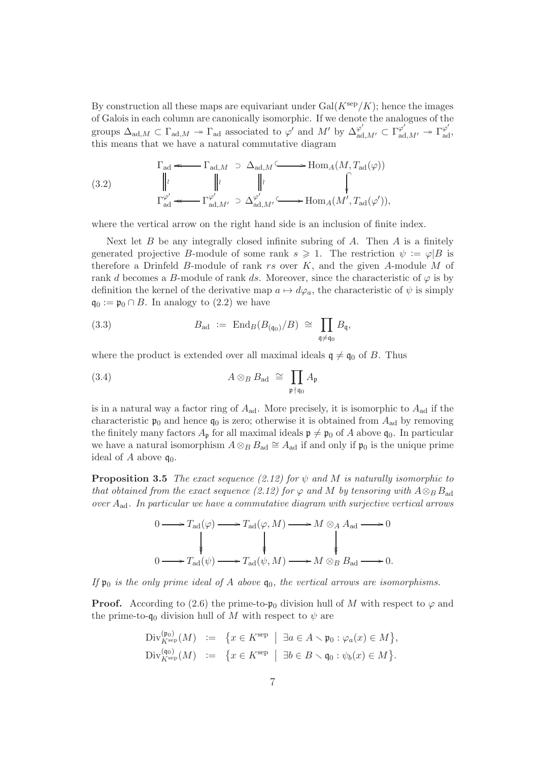By construction all these maps are equivariant under $\mathrm{Gal}(K^{\mathrm{sep}}/K)$; hence the images of Galois in each column are canonically isomorphic. If we denote the analogues of the groups $\Delta_{\mathrm{ad},M} \subset \Gamma_{\mathrm{ad},M} \twoheadrightarrow \Gamma_{\mathrm{ad}}$ associated to $\varphi'$ and $M'$ by $\Delta^{\varphi'}_{\mathrm{ad},M'} \subset \Gamma^{\varphi'}_{\mathrm{ad},M'} \twoheadrightarrow \Gamma^{\varphi'}_{\mathrm{ad}}$, this means that we have a natural commutative diagram

$$
\begin{array}{ccccccc}
\Gamma_{\mathrm{ad}} & \twoheadleftarrow & \Gamma_{\mathrm{ad},M} & \supset & \Delta_{\mathrm{ad},M} & \hookrightarrow & \mathrm{Hom}_A(M, T_{\mathrm{ad}}(\varphi)) \\
\| \wr & & \| \wr & & \| \wr & & \downarrow \\
\Gamma^{\varphi'}_{\mathrm{ad}} & \twoheadleftarrow & \Gamma^{\varphi'}_{\mathrm{ad},M'} & \supset & \Delta^{\varphi'}_{\mathrm{ad},M'} & \hookrightarrow & \mathrm{Hom}_A(M', T_{\mathrm{ad}}(\varphi')),
\end{array}
\tag{3.2}
$$

where the vertical arrow on the right hand side is an inclusion of finite index.

Next let $B$ be any integrally closed infinite subring of $A$. Then $A$ is a finitely generated projective $B$-module of some rank $s \geqslant 1$. The restriction $\psi := \varphi|B$ is therefore a Drinfeld $B$-module of rank $rs$ over $K$, and the given $A$-module $M$ of rank $d$ becomes a $B$-module of rank $ds$. Moreover, since the characteristic of $\varphi$ is by definition the kernel of the derivative map $a \mapsto d\varphi_a$, the characteristic of $\psi$ is simply $\mathfrak{q}_0 := \mathfrak{p}_0 \cap B$. In analogy to (2.2) we have

$$
B_{\mathrm{ad}} \;:=\; \mathrm{End}_B(B_{(\mathfrak{q}_0)}/B) \;\cong\; \prod_{\mathfrak{q} \neq \mathfrak{q}_0} B_{\mathfrak{q}}, \tag{3.3}
$$

where the product is extended over all maximal ideals $\mathfrak{q} \neq \mathfrak{q}_0$ of $B$. Thus

$$
A \otimes_B B_{\mathrm{ad}} \;\cong\; \prod_{\mathfrak{p} \nmid \mathfrak{q}_0} A_{\mathfrak{p}} \tag{3.4}
$$

is in a natural way a factor ring of $A_{\mathrm{ad}}$. More precisely, it is isomorphic to $A_{\mathrm{ad}}$ if the characteristic $\mathfrak{p}_0$ and hence $\mathfrak{q}_0$ is zero; otherwise it is obtained from $A_{\mathrm{ad}}$ by removing the finitely many factors $A_{\mathfrak{p}}$ for all maximal ideals $\mathfrak{p} \neq \mathfrak{p}_0$ of $A$ above $\mathfrak{q}_0$. In particular we have a natural isomorphism $A \otimes_B B_{\mathrm{ad}} \cong A_{\mathrm{ad}}$ if and only if $\mathfrak{p}_0$ is the unique prime ideal of $A$ above $\mathfrak{q}_0$.

**Proposition 3.5** *The exact sequence (2.12) for $\psi$ and $M$ is naturally isomorphic to that obtained from the exact sequence (2.12) for $\varphi$ and $M$ by tensoring with $A \otimes_B B_{\mathrm{ad}}$ over $A_{\mathrm{ad}}$. In particular we have a commutative diagram with surjective vertical arrows*

$$
\begin{array}{ccccccccc}
0 & \longrightarrow & T_{\mathrm{ad}}(\varphi) & \longrightarrow & T_{\mathrm{ad}}(\varphi, M) & \longrightarrow & M \otimes_A A_{\mathrm{ad}} & \longrightarrow & 0 \\
 & & \downarrow & & \downarrow & & \downarrow & & \\
0 & \longrightarrow & T_{\mathrm{ad}}(\psi) & \longrightarrow & T_{\mathrm{ad}}(\psi, M) & \longrightarrow & M \otimes_B B_{\mathrm{ad}} & \longrightarrow & 0.
\end{array}
$$

*If $\mathfrak{p}_0$ is the only prime ideal of $A$ above $\mathfrak{q}_0$, the vertical arrows are isomorphisms.*

**Proof.** According to (2.6) the prime-to-$\mathfrak{p}_0$ division hull of $M$ with respect to $\varphi$ and the prime-to-$\mathfrak{q}_0$ division hull of $M$ with respect to $\psi$ are

$$
\begin{aligned}
\mathrm{Div}^{(\mathfrak{p}_0)}_{K^{\mathrm{sep}}}(M) &:= \big\{x \in K^{\mathrm{sep}} \;\big|\; \exists a \in A \smallsetminus \mathfrak{p}_0 : \varphi_a(x) \in M\big\}, \\
\mathrm{Div}^{(\mathfrak{q}_0)}_{K^{\mathrm{sep}}}(M) &:= \big\{x \in K^{\mathrm{sep}} \;\big|\; \exists b \in B \smallsetminus \mathfrak{q}_0 : \psi_b(x) \in M\big\}.
\end{aligned}
$$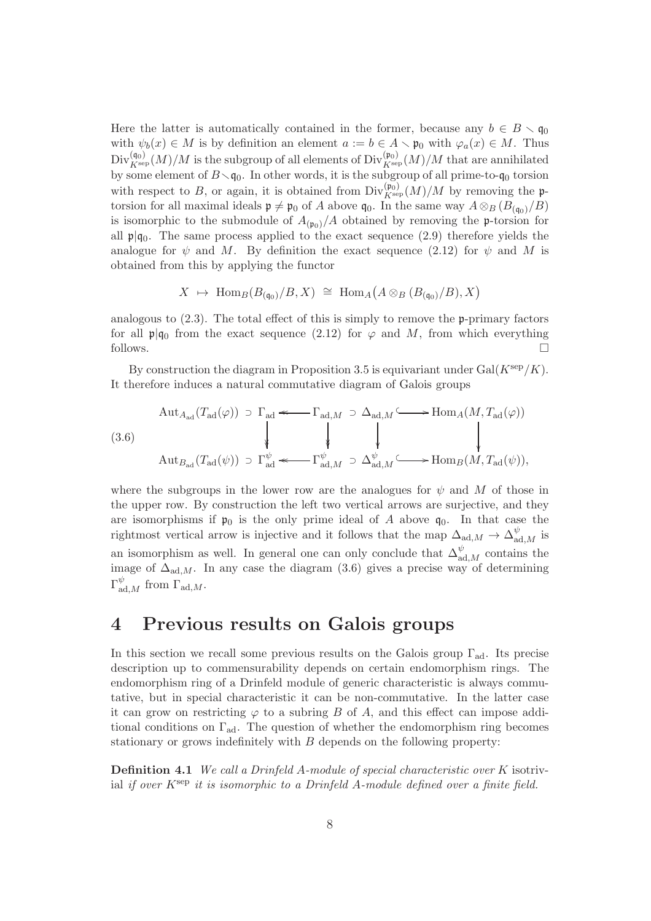Here the latter is automatically contained in the former, because any $b \in B \smallsetminus \mathfrak{q}_0$ with $\psi_b(x) \in M$ is by definition an element $a := b \in A \smallsetminus \mathfrak{p}_0$ with $\varphi_a(x) \in M$. Thus $\mathrm{Div}^{(\mathfrak{q}_0)}_{K^{\mathrm{sep}}}(M)/M$ is the subgroup of all elements of $\mathrm{Div}^{(\mathfrak{p}_0)}_{K^{\mathrm{sep}}}(M)/M$ that are annihilated by some element of $B \smallsetminus \mathfrak{q}_0$. In other words, it is the subgroup of all prime-to-$\mathfrak{q}_0$ torsion with respect to $B$, or again, it is obtained from $\mathrm{Div}^{(\mathfrak{p}_0)}_{K^{\mathrm{sep}}}(M)/M$ by removing the $\mathfrak{p}$-torsion for all maximal ideals $\mathfrak{p} \neq \mathfrak{p}_0$ of $A$ above $\mathfrak{q}_0$. In the same way $A \otimes_B (B_{(\mathfrak{q}_0)}/B)$ is isomorphic to the submodule of $A_{(\mathfrak{p}_0)}/A$ obtained by removing the $\mathfrak{p}$-torsion for all $\mathfrak{p}|\mathfrak{q}_0$. The same process applied to the exact sequence (2.9) therefore yields the analogue for $\psi$ and $M$. By definition the exact sequence (2.12) for $\psi$ and $M$ is obtained from this by applying the functor

$$X \ \mapsto \ \mathrm{Hom}_B(B_{(\mathfrak{q}_0)}/B, X) \ \cong \ \mathrm{Hom}_A\big(A \otimes_B (B_{(\mathfrak{q}_0)}/B), X\big)$$

analogous to (2.3). The total effect of this is simply to remove the $\mathfrak{p}$-primary factors for all $\mathfrak{p}|\mathfrak{q}_0$ from the exact sequence (2.12) for $\varphi$ and $M$, from which everything follows. $\square$

By construction the diagram in Proposition 3.5 is equivariant under $\mathrm{Gal}(K^{\mathrm{sep}}/K)$. It therefore induces a natural commutative diagram of Galois groups

$$(3.6) \qquad \begin{array}{ccccccc}
\mathrm{Aut}_{A_{\mathrm{ad}}}(T_{\mathrm{ad}}(\varphi)) \supset \Gamma_{\mathrm{ad}} & \twoheadleftarrow & \Gamma_{\mathrm{ad},M} \supset \Delta_{\mathrm{ad},M} & \hookrightarrow & \mathrm{Hom}_A(M, T_{\mathrm{ad}}(\varphi)) \\
\downarrow & & \downarrow \qquad\quad \downarrow & & \downarrow \\
\mathrm{Aut}_{B_{\mathrm{ad}}}(T_{\mathrm{ad}}(\psi)) \supset \Gamma^{\psi}_{\mathrm{ad}} & \twoheadleftarrow & \Gamma^{\psi}_{\mathrm{ad},M} \supset \Delta^{\psi}_{\mathrm{ad},M} & \hookrightarrow & \mathrm{Hom}_B(M, T_{\mathrm{ad}}(\psi)),
\end{array}$$

where the subgroups in the lower row are the analogues for $\psi$ and $M$ of those in the upper row. By construction the left two vertical arrows are surjective, and they are isomorphisms if $\mathfrak{p}_0$ is the only prime ideal of $A$ above $\mathfrak{q}_0$. In that case the rightmost vertical arrow is injective and it follows that the map $\Delta_{\mathrm{ad},M} \to \Delta^{\psi}_{\mathrm{ad},M}$ is an isomorphism as well. In general one can only conclude that $\Delta^{\psi}_{\mathrm{ad},M}$ contains the image of $\Delta_{\mathrm{ad},M}$. In any case the diagram (3.6) gives a precise way of determining $\Gamma^{\psi}_{\mathrm{ad},M}$ from $\Gamma_{\mathrm{ad},M}$.

# 4 Previous results on Galois groups

In this section we recall some previous results on the Galois group $\Gamma_{\mathrm{ad}}$. Its precise description up to commensurability depends on certain endomorphism rings. The endomorphism ring of a Drinfeld module of generic characteristic is always commutative, but in special characteristic it can be non-commutative. In the latter case it can grow on restricting $\varphi$ to a subring $B$ of $A$, and this effect can impose additional conditions on $\Gamma_{\mathrm{ad}}$. The question of whether the endomorphism ring becomes stationary or grows indefinitely with $B$ depends on the following property:

**Definition 4.1** *We call a Drinfeld $A$-module of special characteristic over $K$* isotrivial *if over $K^{\mathrm{sep}}$ it is isomorphic to a Drinfeld $A$-module defined over a finite field.*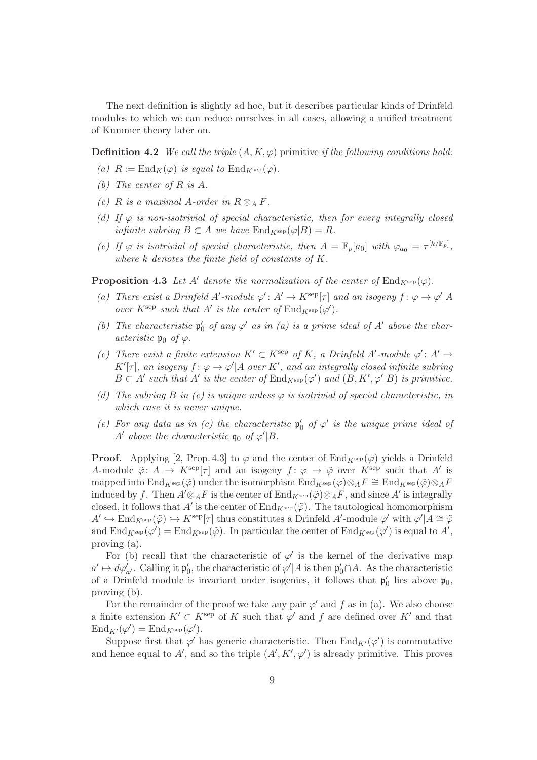The next definition is slightly ad hoc, but it describes particular kinds of Drinfeld modules to which we can reduce ourselves in all cases, allowing a unified treatment of Kummer theory later on.

**Definition 4.2** *We call the triple $(A, K, \varphi)$* primitive *if the following conditions hold:*

*(a) $R := \mathrm{End}_K(\varphi)$ is equal to $\mathrm{End}_{K^{\mathrm{sep}}}(\varphi)$.*

*(b) The center of $R$ is $A$.*

*(c) $R$ is a maximal $A$-order in $R \otimes_A F$.*

*(d) If $\varphi$ is non-isotrivial of special characteristic, then for every integrally closed infinite subring $B \subset A$ we have $\mathrm{End}_{K^{\mathrm{sep}}}(\varphi|B) = R$.*

*(e) If $\varphi$ is isotrivial of special characteristic, then $A = \mathbb{F}_p[a_0]$ with $\varphi_{a_0} = \tau^{[k/\mathbb{F}_p]}$, where $k$ denotes the finite field of constants of $K$.*

**Proposition 4.3** *Let $A'$ denote the normalization of the center of $\mathrm{End}_{K^{\mathrm{sep}}}(\varphi)$.*

*(a) There exist a Drinfeld $A'$-module $\varphi' \colon A' \to K^{\mathrm{sep}}[\tau]$ and an isogeny $f \colon \varphi \to \varphi'|A$ over $K^{\mathrm{sep}}$ such that $A'$ is the center of $\mathrm{End}_{K^{\mathrm{sep}}}(\varphi')$.*

*(b) The characteristic $\mathfrak{p}'_0$ of any $\varphi'$ as in (a) is a prime ideal of $A'$ above the characteristic $\mathfrak{p}_0$ of $\varphi$.*

*(c) There exist a finite extension $K' \subset K^{\mathrm{sep}}$ of $K$, a Drinfeld $A'$-module $\varphi' \colon A' \to K'[\tau]$, an isogeny $f \colon \varphi \to \varphi'|A$ over $K'$, and an integrally closed infinite subring $B \subset A'$ such that $A'$ is the center of $\mathrm{End}_{K^{\mathrm{sep}}}(\varphi')$ and $(B, K', \varphi'|B)$ is primitive.*

*(d) The subring $B$ in (c) is unique unless $\varphi$ is isotrivial of special characteristic, in which case it is never unique.*

*(e) For any data as in (c) the characteristic $\mathfrak{p}'_0$ of $\varphi'$ is the unique prime ideal of $A'$ above the characteristic $\mathfrak{q}_0$ of $\varphi'|B$.*

**Proof.** Applying [2, Prop. 4.3] to $\varphi$ and the center of $\mathrm{End}_{K^{\mathrm{sep}}}(\varphi)$ yields a Drinfeld $A$-module $\tilde{\varphi} \colon A \to K^{\mathrm{sep}}[\tau]$ and an isogeny $f \colon \varphi \to \tilde{\varphi}$ over $K^{\mathrm{sep}}$ such that $A'$ is mapped into $\mathrm{End}_{K^{\mathrm{sep}}}(\tilde{\varphi})$ under the isomorphism $\mathrm{End}_{K^{\mathrm{sep}}}(\varphi) \otimes_A F \cong \mathrm{End}_{K^{\mathrm{sep}}}(\tilde{\varphi}) \otimes_A F$ induced by $f$. Then $A' \otimes_A F$ is the center of $\mathrm{End}_{K^{\mathrm{sep}}}(\tilde{\varphi}) \otimes_A F$, and since $A'$ is integrally closed, it follows that $A'$ is the center of $\mathrm{End}_{K^{\mathrm{sep}}}(\tilde{\varphi})$. The tautological homomorphism $A' \hookrightarrow \mathrm{End}_{K^{\mathrm{sep}}}(\tilde{\varphi}) \hookrightarrow K^{\mathrm{sep}}[\tau]$ thus constitutes a Drinfeld $A'$-module $\varphi'$ with $\varphi'|A \cong \tilde{\varphi}$ and $\mathrm{End}_{K^{\mathrm{sep}}}(\varphi') = \mathrm{End}_{K^{\mathrm{sep}}}(\tilde{\varphi})$. In particular the center of $\mathrm{End}_{K^{\mathrm{sep}}}(\varphi')$ is equal to $A'$, proving (a).

For (b) recall that the characteristic of $\varphi'$ is the kernel of the derivative map $a' \mapsto d\varphi'_{a'}$. Calling it $\mathfrak{p}'_0$, the characteristic of $\varphi'|A$ is then $\mathfrak{p}'_0 \cap A$. As the characteristic of a Drinfeld module is invariant under isogenies, it follows that $\mathfrak{p}'_0$ lies above $\mathfrak{p}_0$, proving (b).

For the remainder of the proof we take any pair $\varphi'$ and $f$ as in (a). We also choose a finite extension $K' \subset K^{\mathrm{sep}}$ of $K$ such that $\varphi'$ and $f$ are defined over $K'$ and that $\mathrm{End}_{K'}(\varphi') = \mathrm{End}_{K^{\mathrm{sep}}}(\varphi')$.

Suppose first that $\varphi'$ has generic characteristic. Then $\mathrm{End}_{K'}(\varphi')$ is commutative and hence equal to $A'$, and so the triple $(A', K', \varphi')$ is already primitive. This proves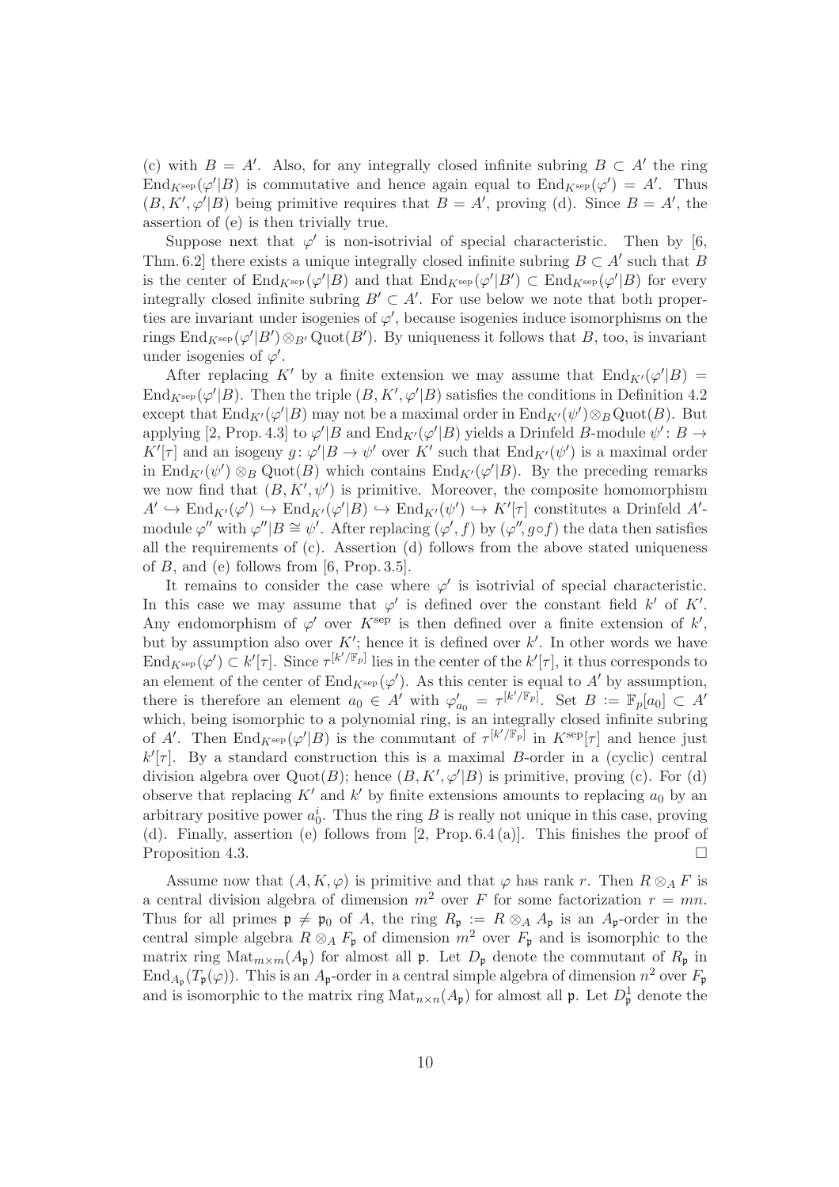(c) with $B = A'$. Also, for any integrally closed infinite subring $B \subset A'$ the ring $\mathrm{End}_{K^{\mathrm{sep}}}(\varphi'|B)$ is commutative and hence again equal to $\mathrm{End}_{K^{\mathrm{sep}}}(\varphi') = A'$. Thus $(B, K', \varphi'|B)$ being primitive requires that $B = A'$, proving (d). Since $B = A'$, the assertion of (e) is then trivially true.

Suppose next that $\varphi'$ is non-isotrivial of special characteristic. Then by [6, Thm. 6.2] there exists a unique integrally closed infinite subring $B \subset A'$ such that $B$ is the center of $\mathrm{End}_{K^{\mathrm{sep}}}(\varphi'|B)$ and that $\mathrm{End}_{K^{\mathrm{sep}}}(\varphi'|B') \subset \mathrm{End}_{K^{\mathrm{sep}}}(\varphi'|B)$ for every integrally closed infinite subring $B' \subset A'$. For use below we note that both properties are invariant under isogenies of $\varphi'$, because isogenies induce isomorphisms on the rings $\mathrm{End}_{K^{\mathrm{sep}}}(\varphi'|B') \otimes_{B'} \mathrm{Quot}(B')$. By uniqueness it follows that $B$, too, is invariant under isogenies of $\varphi'$.

After replacing $K'$ by a finite extension we may assume that $\mathrm{End}_{K'}(\varphi'|B) = \mathrm{End}_{K^{\mathrm{sep}}}(\varphi'|B)$. Then the triple $(B, K', \varphi'|B)$ satisfies the conditions in Definition 4.2 except that $\mathrm{End}_{K'}(\varphi'|B)$ may not be a maximal order in $\mathrm{End}_{K'}(\psi') \otimes_B \mathrm{Quot}(B)$. But applying [2, Prop. 4.3] to $\varphi'|B$ and $\mathrm{End}_{K'}(\varphi'|B)$ yields a Drinfeld $B$-module $\psi' \colon B \to K'[\tau]$ and an isogeny $g \colon \varphi'|B \to \psi'$ over $K'$ such that $\mathrm{End}_{K'}(\psi')$ is a maximal order in $\mathrm{End}_{K'}(\psi') \otimes_B \mathrm{Quot}(B)$ which contains $\mathrm{End}_{K'}(\varphi'|B)$. By the preceding remarks we now find that $(B, K', \psi')$ is primitive. Moreover, the composite homomorphism $A' \hookrightarrow \mathrm{End}_{K'}(\varphi') \hookrightarrow \mathrm{End}_{K'}(\varphi'|B) \hookrightarrow \mathrm{End}_{K'}(\psi') \hookrightarrow K'[\tau]$ constitutes a Drinfeld $A'$-module $\varphi''$ with $\varphi''|B \cong \psi'$. After replacing $(\varphi', f)$ by $(\varphi'', g \circ f)$ the data then satisfies all the requirements of (c). Assertion (d) follows from the above stated uniqueness of $B$, and (e) follows from [6, Prop. 3.5].

It remains to consider the case where $\varphi'$ is isotrivial of special characteristic. In this case we may assume that $\varphi'$ is defined over the constant field $k'$ of $K'$. Any endomorphism of $\varphi'$ over $K^{\mathrm{sep}}$ is then defined over a finite extension of $k'$, but by assumption also over $K'$; hence it is defined over $k'$. In other words we have $\mathrm{End}_{K^{\mathrm{sep}}}(\varphi') \subset k'[\tau]$. Since $\tau^{[k'/\mathbb{F}_p]}$ lies in the center of the $k'[\tau]$, it thus corresponds to an element of the center of $\mathrm{End}_{K^{\mathrm{sep}}}(\varphi')$. As this center is equal to $A'$ by assumption, there is therefore an element $a_0 \in A'$ with $\varphi'_{a_0} = \tau^{[k'/\mathbb{F}_p]}$. Set $B := \mathbb{F}_p[a_0] \subset A'$ which, being isomorphic to a polynomial ring, is an integrally closed infinite subring of $A'$. Then $\mathrm{End}_{K^{\mathrm{sep}}}(\varphi'|B)$ is the commutant of $\tau^{[k'/\mathbb{F}_p]}$ in $K^{\mathrm{sep}}[\tau]$ and hence just $k'[\tau]$. By a standard construction this is a maximal $B$-order in a (cyclic) central division algebra over $\mathrm{Quot}(B)$; hence $(B, K', \varphi'|B)$ is primitive, proving (c). For (d) observe that replacing $K'$ and $k'$ by finite extensions amounts to replacing $a_0$ by an arbitrary positive power $a_0^i$. Thus the ring $B$ is really not unique in this case, proving (d). Finally, assertion (e) follows from [2, Prop. 6.4 (a)]. This finishes the proof of Proposition 4.3. $\square$

Assume now that $(A, K, \varphi)$ is primitive and that $\varphi$ has rank $r$. Then $R \otimes_A F$ is a central division algebra of dimension $m^2$ over $F$ for some factorization $r = mn$. Thus for all primes $\mathfrak{p} \neq \mathfrak{p}_0$ of $A$, the ring $R_\mathfrak{p} := R \otimes_A A_\mathfrak{p}$ is an $A_\mathfrak{p}$-order in the central simple algebra $R \otimes_A F_\mathfrak{p}$ of dimension $m^2$ over $F_\mathfrak{p}$ and is isomorphic to the matrix ring $\mathrm{Mat}_{m \times m}(A_\mathfrak{p})$ for almost all $\mathfrak{p}$. Let $D_\mathfrak{p}$ denote the commutant of $R_\mathfrak{p}$ in $\mathrm{End}_{A_\mathfrak{p}}(T_\mathfrak{p}(\varphi))$. This is an $A_\mathfrak{p}$-order in a central simple algebra of dimension $n^2$ over $F_\mathfrak{p}$ and is isomorphic to the matrix ring $\mathrm{Mat}_{n \times n}(A_\mathfrak{p})$ for almost all $\mathfrak{p}$. Let $D_\mathfrak{p}^1$ denote the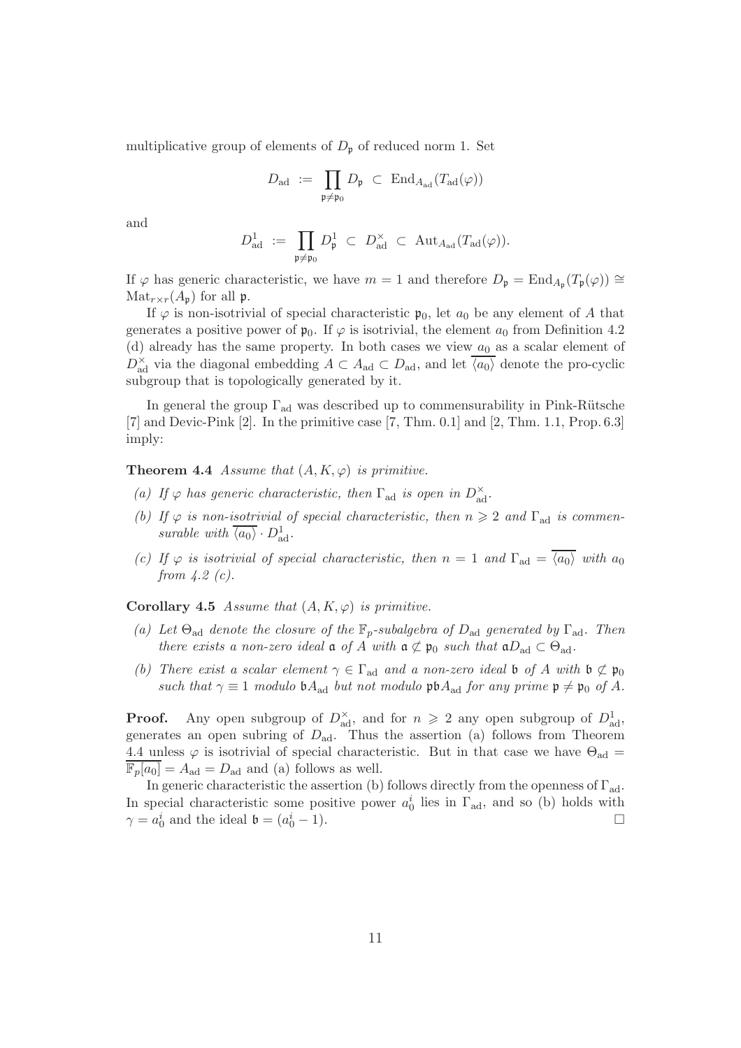multiplicative group of elements of $D_\mathfrak{p}$ of reduced norm 1. Set

$$D_{\rm ad} \;:=\; \prod_{\mathfrak{p}\neq\mathfrak{p}_0} D_\mathfrak{p} \;\subset\; \mathrm{End}_{A_{\rm ad}}(T_{\rm ad}(\varphi))$$

and

$$D_{\rm ad}^1 \;:=\; \prod_{\mathfrak{p}\neq\mathfrak{p}_0} D_\mathfrak{p}^1 \;\subset\; D_{\rm ad}^\times \;\subset\; \mathrm{Aut}_{A_{\rm ad}}(T_{\rm ad}(\varphi)).$$

If $\varphi$ has generic characteristic, we have $m=1$ and therefore $D_\mathfrak{p} = \mathrm{End}_{A_\mathfrak{p}}(T_\mathfrak{p}(\varphi)) \cong \mathrm{Mat}_{r\times r}(A_\mathfrak{p})$ for all $\mathfrak{p}$.

If $\varphi$ is non-isotrivial of special characteristic $\mathfrak{p}_0$, let $a_0$ be any element of $A$ that generates a positive power of $\mathfrak{p}_0$. If $\varphi$ is isotrivial, the element $a_0$ from Definition 4.2 (d) already has the same property. In both cases we view $a_0$ as a scalar element of $D_{\rm ad}^\times$ via the diagonal embedding $A \subset A_{\rm ad} \subset D_{\rm ad}$, and let $\overline{\langle a_0\rangle}$ denote the pro-cyclic subgroup that is topologically generated by it.

In general the group $\Gamma_{\rm ad}$ was described up to commensurability in Pink-Rütsche [7] and Devic-Pink [2]. In the primitive case [7, Thm. 0.1] and [2, Thm. 1.1, Prop. 6.3] imply:

**Theorem 4.4** *Assume that $(A,K,\varphi)$ is primitive.*

- *(a) If $\varphi$ has generic characteristic, then $\Gamma_{\rm ad}$ is open in $D_{\rm ad}^\times$.*
- *(b) If $\varphi$ is non-isotrivial of special characteristic, then $n \geqslant 2$ and $\Gamma_{\rm ad}$ is commensurable with $\overline{\langle a_0\rangle}\cdot D_{\rm ad}^1$.*
- *(c) If $\varphi$ is isotrivial of special characteristic, then $n=1$ and $\Gamma_{\rm ad} = \overline{\langle a_0\rangle}$ with $a_0$ from 4.2 (c).*

**Corollary 4.5** *Assume that $(A,K,\varphi)$ is primitive.*

- *(a) Let $\Theta_{\rm ad}$ denote the closure of the $\mathbb{F}_p$-subalgebra of $D_{\rm ad}$ generated by $\Gamma_{\rm ad}$. Then there exists a non-zero ideal $\mathfrak{a}$ of $A$ with $\mathfrak{a}\not\subset\mathfrak{p}_0$ such that $\mathfrak{a}D_{\rm ad}\subset\Theta_{\rm ad}$.*
- *(b) There exist a scalar element $\gamma\in\Gamma_{\rm ad}$ and a non-zero ideal $\mathfrak{b}$ of $A$ with $\mathfrak{b}\not\subset\mathfrak{p}_0$ such that $\gamma\equiv 1$ modulo $\mathfrak{b}A_{\rm ad}$ but not modulo $\mathfrak{p}\mathfrak{b}A_{\rm ad}$ for any prime $\mathfrak{p}\neq\mathfrak{p}_0$ of $A$.*

**Proof.** Any open subgroup of $D_{\rm ad}^\times$, and for $n \geqslant 2$ any open subgroup of $D_{\rm ad}^1$, generates an open subring of $D_{\rm ad}$. Thus the assertion (a) follows from Theorem 4.4 unless $\varphi$ is isotrivial of special characteristic. But in that case we have $\Theta_{\rm ad} = \overline{\mathbb{F}_p[a_0]} = A_{\rm ad} = D_{\rm ad}$ and (a) follows as well.

In generic characteristic the assertion (b) follows directly from the openness of $\Gamma_{\rm ad}$. In special characteristic some positive power $a_0^i$ lies in $\Gamma_{\rm ad}$, and so (b) holds with $\gamma = a_0^i$ and the ideal $\mathfrak{b} = (a_0^i - 1)$. $\square$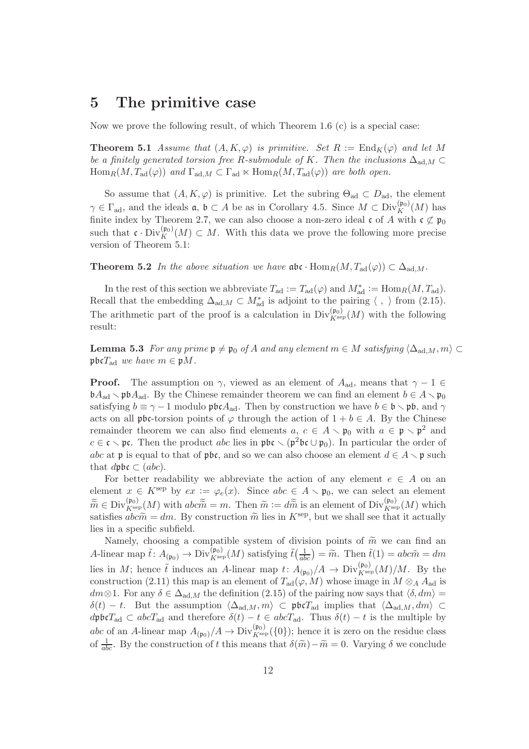# 5 The primitive case

Now we prove the following result, of which Theorem 1.6 (c) is a special case:

**Theorem 5.1** *Assume that $(A, K, \varphi)$ is primitive. Set $R := \mathrm{End}_K(\varphi)$ and let $M$ be a finitely generated torsion free $R$-submodule of $K$. Then the inclusions $\Delta_{\mathrm{ad},M} \subset \mathrm{Hom}_R(M, T_{\mathrm{ad}}(\varphi))$ and $\Gamma_{\mathrm{ad},M} \subset \Gamma_{\mathrm{ad}} \ltimes \mathrm{Hom}_R(M, T_{\mathrm{ad}}(\varphi))$ are both open.*

So assume that $(A, K, \varphi)$ is primitive. Let the subring $\Theta_{\mathrm{ad}} \subset D_{\mathrm{ad}}$, the element $\gamma \in \Gamma_{\mathrm{ad}}$, and the ideals $\mathfrak{a}$, $\mathfrak{b} \subset A$ be as in Corollary 4.5. Since $M \subset \mathrm{Div}_K^{(\mathfrak{p}_0)}(M)$ has finite index by Theorem 2.7, we can also choose a non-zero ideal $\mathfrak{c}$ of $A$ with $\mathfrak{c} \not\subset \mathfrak{p}_0$ such that $\mathfrak{c} \cdot \mathrm{Div}_K^{(\mathfrak{p}_0)}(M) \subset M$. With this data we prove the following more precise version of Theorem 5.1:

**Theorem 5.2** *In the above situation we have $\mathfrak{abc} \cdot \mathrm{Hom}_R(M, T_{\mathrm{ad}}(\varphi)) \subset \Delta_{\mathrm{ad},M}$.*

In the rest of this section we abbreviate $T_{\mathrm{ad}} := T_{\mathrm{ad}}(\varphi)$ and $M_{\mathrm{ad}}^* := \mathrm{Hom}_R(M, T_{\mathrm{ad}})$. Recall that the embedding $\Delta_{\mathrm{ad},M} \subset M_{\mathrm{ad}}^*$ is adjoint to the pairing $\langle\ ,\ \rangle$ from (2.15). The arithmetic part of the proof is a calculation in $\mathrm{Div}_{K^{\mathrm{sep}}}^{(\mathfrak{p}_0)}(M)$ with the following result:

**Lemma 5.3** *For any prime $\mathfrak{p} \neq \mathfrak{p}_0$ of $A$ and any element $m \in M$ satisfying $\langle \Delta_{\mathrm{ad},M}, m\rangle \subset \mathfrak{pbc}T_{\mathrm{ad}}$ we have $m \in \mathfrak{p}M$.*

**Proof.** The assumption on $\gamma$, viewed as an element of $A_{\mathrm{ad}}$, means that $\gamma - 1 \in \mathfrak{b}A_{\mathrm{ad}} \smallsetminus \mathfrak{pb}A_{\mathrm{ad}}$. By the Chinese remainder theorem we can find an element $b \in A \smallsetminus \mathfrak{p}_0$ satisfying $b \equiv \gamma - 1$ modulo $\mathfrak{pbc}A_{\mathrm{ad}}$. Then by construction we have $b \in \mathfrak{b} \smallsetminus \mathfrak{pb}$, and $\gamma$ acts on all $\mathfrak{pbc}$-torsion points of $\varphi$ through the action of $1 + b \in A$. By the Chinese remainder theorem we can also find elements $a$, $c \in A \smallsetminus \mathfrak{p}_0$ with $a \in \mathfrak{p} \smallsetminus \mathfrak{p}^2$ and $c \in \mathfrak{c} \smallsetminus \mathfrak{pc}$. Then the product $abc$ lies in $\mathfrak{pbc} \smallsetminus (\mathfrak{p}^2\mathfrak{bc} \cup \mathfrak{p}_0)$. In particular the order of $abc$ at $\mathfrak{p}$ is equal to that of $\mathfrak{pbc}$, and so we can also choose an element $d \in A \smallsetminus \mathfrak{p}$ such that $d\mathfrak{pbc} \subset (abc)$.

For better readability we abbreviate the action of any element $e \in A$ on an element $x \in K^{\mathrm{sep}}$ by $ex := \varphi_e(x)$. Since $abc \in A \smallsetminus \mathfrak{p}_0$, we can select an element $\tilde{\tilde{m}} \in \mathrm{Div}_{K^{\mathrm{sep}}}^{(\mathfrak{p}_0)}(M)$ with $abc\tilde{\tilde{m}} = m$. Then $\widetilde{m} := d\tilde{\tilde{m}}$ is an element of $\mathrm{Div}_{K^{\mathrm{sep}}}^{(\mathfrak{p}_0)}(M)$ which satisfies $abc\widetilde{m} = dm$. By construction $\widetilde{m}$ lies in $K^{\mathrm{sep}}$, but we shall see that it actually lies in a specific subfield.

Namely, choosing a compatible system of division points of $\widetilde{m}$ we can find an $A$-linear map $\tilde{t}\colon A_{(\mathfrak{p}_0)} \to \mathrm{Div}_{K^{\mathrm{sep}}}^{(\mathfrak{p}_0)}(M)$ satisfying $\tilde{t}\big(\frac{1}{abc}\big) = \widetilde{m}$. Then $\tilde{t}(1) = abc\tilde{m} = dm$ lies in $M$; hence $\tilde{t}$ induces an $A$-linear map $t\colon A_{(\mathfrak{p}_0)}/A \to \mathrm{Div}_{K^{\mathrm{sep}}}^{(\mathfrak{p}_0)}(M)/M$. By the construction (2.11) this map is an element of $T_{\mathrm{ad}}(\varphi, M)$ whose image in $M \otimes_A A_{\mathrm{ad}}$ is $dm\otimes 1$. For any $\delta \in \Delta_{\mathrm{ad},M}$ the definition (2.15) of the pairing now says that $\langle \delta, dm\rangle = \delta(t) - t$. But the assumption $\langle \Delta_{\mathrm{ad},M}, m\rangle \subset \mathfrak{pbc}T_{\mathrm{ad}}$ implies that $\langle \Delta_{\mathrm{ad},M}, dm\rangle \subset d\mathfrak{pbc}T_{\mathrm{ad}} \subset abcT_{\mathrm{ad}}$ and therefore $\delta(t) - t \in abcT_{\mathrm{ad}}$. Thus $\delta(t) - t$ is the multiple by $abc$ of an $A$-linear map $A_{(\mathfrak{p}_0)}/A \to \mathrm{Div}_{K^{\mathrm{sep}}}^{(\mathfrak{p}_0)}(\{0\})$; hence it is zero on the residue class of $\frac{1}{abc}$. By the construction of $t$ this means that $\delta(\widetilde{m}) - \widetilde{m} = 0$. Varying $\delta$ we conclude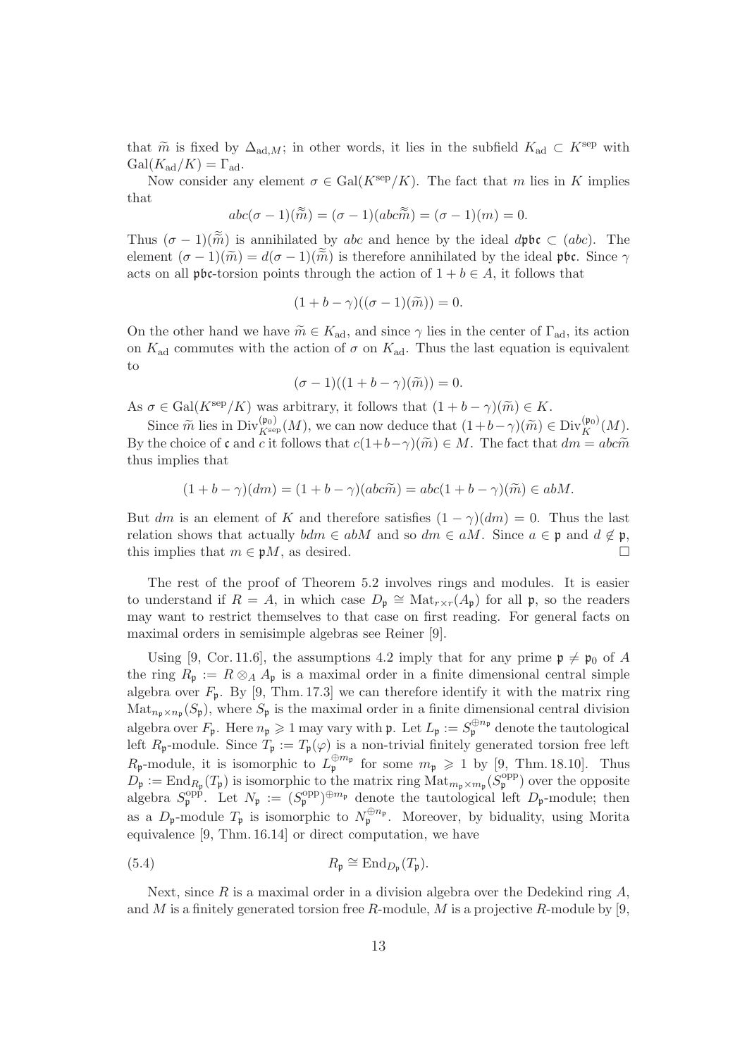that $\widetilde{m}$ is fixed by $\Delta_{\mathrm{ad},M}$; in other words, it lies in the subfield $K_{\mathrm{ad}} \subset K^{\mathrm{sep}}$ with $\mathrm{Gal}(K_{\mathrm{ad}}/K) = \Gamma_{\mathrm{ad}}$.

Now consider any element $\sigma \in \mathrm{Gal}(K^{\mathrm{sep}}/K)$. The fact that $m$ lies in $K$ implies that

$$abc(\sigma - 1)(\widetilde{\widetilde{m}}) = (\sigma - 1)(abc\widetilde{\widetilde{m}}) = (\sigma - 1)(m) = 0.$$

Thus $(\sigma - 1)(\widetilde{\widetilde{m}})$ is annihilated by $abc$ and hence by the ideal $d\mathfrak{p}\mathfrak{b}\mathfrak{c} \subset (abc)$. The element $(\sigma - 1)(\widetilde{m}) = d(\sigma - 1)(\widetilde{\widetilde{m}})$ is therefore annihilated by the ideal $\mathfrak{p}\mathfrak{b}\mathfrak{c}$. Since $\gamma$ acts on all $\mathfrak{p}\mathfrak{b}\mathfrak{c}$-torsion points through the action of $1 + b \in A$, it follows that

$$(1 + b - \gamma)((\sigma - 1)(\widetilde{m})) = 0.$$

On the other hand we have $\widetilde{m} \in K_{\mathrm{ad}}$, and since $\gamma$ lies in the center of $\Gamma_{\mathrm{ad}}$, its action on $K_{\mathrm{ad}}$ commutes with the action of $\sigma$ on $K_{\mathrm{ad}}$. Thus the last equation is equivalent to

$$(\sigma - 1)((1 + b - \gamma)(\widetilde{m})) = 0.$$

As $\sigma \in \mathrm{Gal}(K^{\mathrm{sep}}/K)$ was arbitrary, it follows that $(1 + b - \gamma)(\widetilde{m}) \in K$.

Since $\widetilde{m}$ lies in $\mathrm{Div}^{(\mathfrak{p}_0)}_{K^{\mathrm{sep}}}(M)$, we can now deduce that $(1+b-\gamma)(\widetilde{m}) \in \mathrm{Div}^{(\mathfrak{p}_0)}_{K}(M)$. By the choice of $\mathfrak{c}$ and $c$ it follows that $c(1+b-\gamma)(\widetilde{m}) \in M$. The fact that $dm = abc\widetilde{m}$ thus implies that

$$(1 + b - \gamma)(dm) = (1 + b - \gamma)(abc\widetilde{m}) = abc(1 + b - \gamma)(\widetilde{m}) \in abM.$$

But $dm$ is an element of $K$ and therefore satisfies $(1 - \gamma)(dm) = 0$. Thus the last relation shows that actually $bdm \in abM$ and so $dm \in aM$. Since $a \in \mathfrak{p}$ and $d \notin \mathfrak{p}$, this implies that $m \in \mathfrak{p}M$, as desired. $\square$

The rest of the proof of Theorem 5.2 involves rings and modules. It is easier to understand if $R = A$, in which case $D_\mathfrak{p} \cong \mathrm{Mat}_{r\times r}(A_\mathfrak{p})$ for all $\mathfrak{p}$, so the readers may want to restrict themselves to that case on first reading. For general facts on maximal orders in semisimple algebras see Reiner [9].

Using [9, Cor. 11.6], the assumptions 4.2 imply that for any prime $\mathfrak{p} \neq \mathfrak{p}_0$ of $A$ the ring $R_\mathfrak{p} := R \otimes_A A_\mathfrak{p}$ is a maximal order in a finite dimensional central simple algebra over $F_\mathfrak{p}$. By [9, Thm. 17.3] we can therefore identify it with the matrix ring $\mathrm{Mat}_{n_\mathfrak{p}\times n_\mathfrak{p}}(S_\mathfrak{p})$, where $S_\mathfrak{p}$ is the maximal order in a finite dimensional central division algebra over $F_\mathfrak{p}$. Here $n_\mathfrak{p} \geqslant 1$ may vary with $\mathfrak{p}$. Let $L_\mathfrak{p} := S_\mathfrak{p}^{\oplus n_\mathfrak{p}}$ denote the tautological left $R_\mathfrak{p}$-module. Since $T_\mathfrak{p} := T_\mathfrak{p}(\varphi)$ is a non-trivial finitely generated torsion free left $R_\mathfrak{p}$-module, it is isomorphic to $L_\mathfrak{p}^{\oplus m_\mathfrak{p}}$ for some $m_\mathfrak{p} \geqslant 1$ by [9, Thm. 18.10]. Thus $D_\mathfrak{p} := \mathrm{End}_{R_\mathfrak{p}}(T_\mathfrak{p})$ is isomorphic to the matrix ring $\mathrm{Mat}_{m_\mathfrak{p}\times m_\mathfrak{p}}(S_\mathfrak{p}^{\mathrm{opp}})$ over the opposite algebra $S_\mathfrak{p}^{\mathrm{opp}}$. Let $N_\mathfrak{p} := (S_\mathfrak{p}^{\mathrm{opp}})^{\oplus m_\mathfrak{p}}$ denote the tautological left $D_\mathfrak{p}$-module; then as a $D_\mathfrak{p}$-module $T_\mathfrak{p}$ is isomorphic to $N_\mathfrak{p}^{\oplus n_\mathfrak{p}}$. Moreover, by biduality, using Morita equivalence [9, Thm. 16.14] or direct computation, we have

$$R_\mathfrak{p} \cong \mathrm{End}_{D_\mathfrak{p}}(T_\mathfrak{p}). \tag{5.4}$$

Next, since $R$ is a maximal order in a division algebra over the Dedekind ring $A$, and $M$ is a finitely generated torsion free $R$-module, $M$ is a projective $R$-module by [9,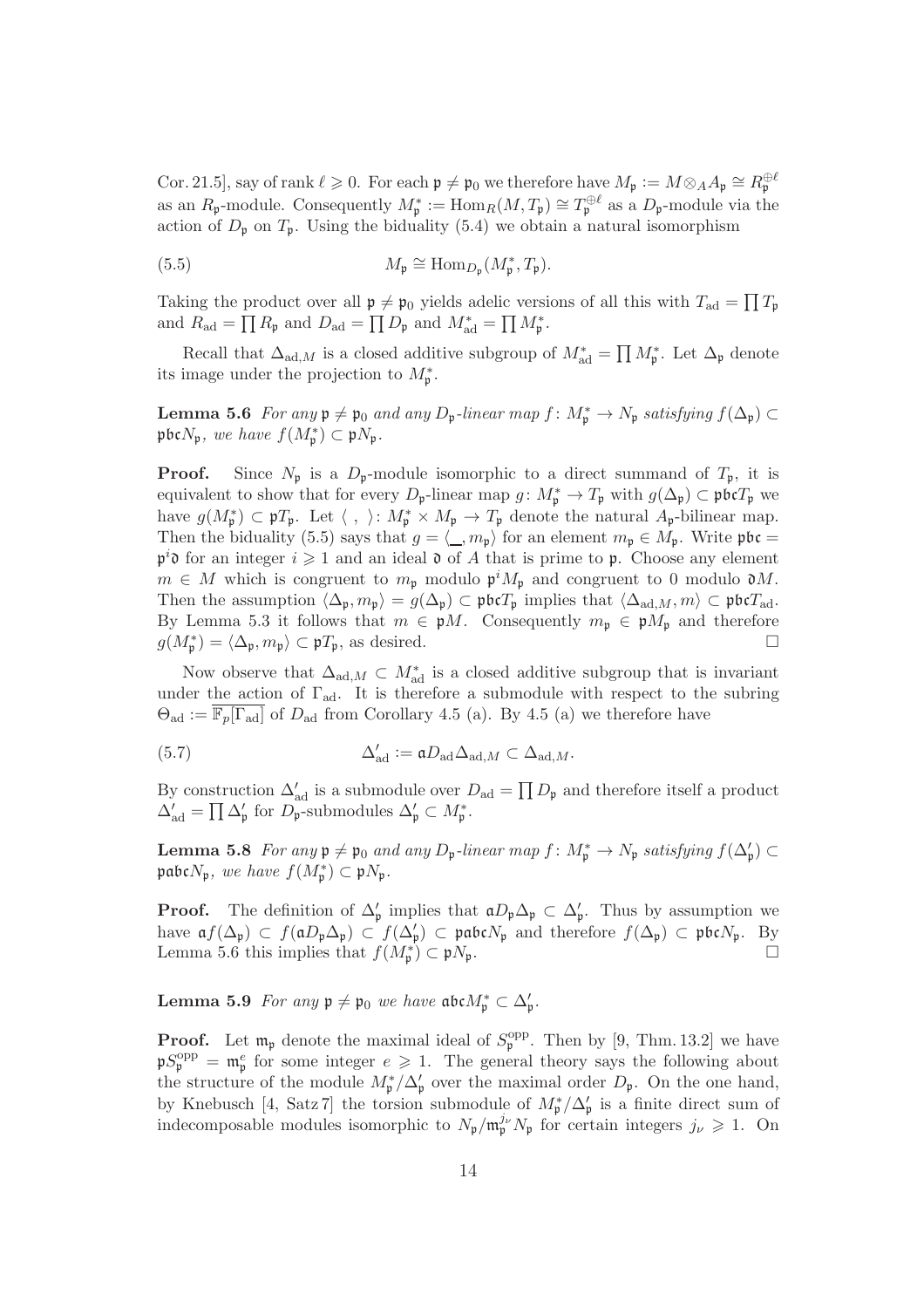Cor. 21.5], say of rank $\ell \geqslant 0$. For each $\mathfrak{p} \neq \mathfrak{p}_0$ we therefore have $M_\mathfrak{p} := M \otimes_A A_\mathfrak{p} \cong R_\mathfrak{p}^{\oplus \ell}$ as an $R_\mathfrak{p}$-module. Consequently $M_\mathfrak{p}^* := \mathrm{Hom}_R(M, T_\mathfrak{p}) \cong T_\mathfrak{p}^{\oplus \ell}$ as a $D_\mathfrak{p}$-module via the action of $D_\mathfrak{p}$ on $T_\mathfrak{p}$. Using the biduality (5.4) we obtain a natural isomorphism

$$M_\mathfrak{p} \cong \mathrm{Hom}_{D_\mathfrak{p}}(M_\mathfrak{p}^*, T_\mathfrak{p}). \tag{5.5}$$

Taking the product over all $\mathfrak{p} \neq \mathfrak{p}_0$ yields adelic versions of all this with $T_{\mathrm{ad}} = \prod T_\mathfrak{p}$ and $R_{\mathrm{ad}} = \prod R_\mathfrak{p}$ and $D_{\mathrm{ad}} = \prod D_\mathfrak{p}$ and $M_{\mathrm{ad}}^* = \prod M_\mathfrak{p}^*$.

Recall that $\Delta_{\mathrm{ad},M}$ is a closed additive subgroup of $M_{\mathrm{ad}}^* = \prod M_\mathfrak{p}^*$. Let $\Delta_\mathfrak{p}$ denote its image under the projection to $M_\mathfrak{p}^*$.

**Lemma 5.6** *For any $\mathfrak{p} \neq \mathfrak{p}_0$ and any $D_\mathfrak{p}$-linear map $f\colon M_\mathfrak{p}^* \to N_\mathfrak{p}$ satisfying $f(\Delta_\mathfrak{p}) \subset \mathfrak{p}\mathfrak{b}\mathfrak{c}N_\mathfrak{p}$, we have $f(M_\mathfrak{p}^*) \subset \mathfrak{p}N_\mathfrak{p}$.*

**Proof.** Since $N_\mathfrak{p}$ is a $D_\mathfrak{p}$-module isomorphic to a direct summand of $T_\mathfrak{p}$, it is equivalent to show that for every $D_\mathfrak{p}$-linear map $g\colon M_\mathfrak{p}^* \to T_\mathfrak{p}$ with $g(\Delta_\mathfrak{p}) \subset \mathfrak{p}\mathfrak{b}\mathfrak{c}T_\mathfrak{p}$ we have $g(M_\mathfrak{p}^*) \subset \mathfrak{p}T_\mathfrak{p}$. Let $\langle\ ,\ \rangle\colon M_\mathfrak{p}^* \times M_\mathfrak{p} \to T_\mathfrak{p}$ denote the natural $A_\mathfrak{p}$-bilinear map. Then the biduality (5.5) says that $g = \langle \underline{\ \ }, m_\mathfrak{p}\rangle$ for an element $m_\mathfrak{p} \in M_\mathfrak{p}$. Write $\mathfrak{p}\mathfrak{b}\mathfrak{c} = \mathfrak{p}^i\mathfrak{d}$ for an integer $i \geqslant 1$ and an ideal $\mathfrak{d}$ of $A$ that is prime to $\mathfrak{p}$. Choose any element $m \in M$ which is congruent to $m_\mathfrak{p}$ modulo $\mathfrak{p}^i M_\mathfrak{p}$ and congruent to 0 modulo $\mathfrak{d}M$. Then the assumption $\langle \Delta_\mathfrak{p}, m_\mathfrak{p}\rangle = g(\Delta_\mathfrak{p}) \subset \mathfrak{p}\mathfrak{b}\mathfrak{c}T_\mathfrak{p}$ implies that $\langle \Delta_{\mathrm{ad},M}, m\rangle \subset \mathfrak{p}\mathfrak{b}\mathfrak{c}T_{\mathrm{ad}}$. By Lemma 5.3 it follows that $m \in \mathfrak{p}M$. Consequently $m_\mathfrak{p} \in \mathfrak{p}M_\mathfrak{p}$ and therefore $g(M_\mathfrak{p}^*) = \langle \Delta_\mathfrak{p}, m_\mathfrak{p}\rangle \subset \mathfrak{p}T_\mathfrak{p}$, as desired. $\square$

Now observe that $\Delta_{\mathrm{ad},M} \subset M_{\mathrm{ad}}^*$ is a closed additive subgroup that is invariant under the action of $\Gamma_{\mathrm{ad}}$. It is therefore a submodule with respect to the subring $\Theta_{\mathrm{ad}} := \overline{\mathbb{F}_p[\Gamma_{\mathrm{ad}}]}$ of $D_{\mathrm{ad}}$ from Corollary 4.5 (a). By 4.5 (a) we therefore have

$$\Delta'_{\mathrm{ad}} := \mathfrak{a}D_{\mathrm{ad}}\Delta_{\mathrm{ad},M} \subset \Delta_{\mathrm{ad},M}. \tag{5.7}$$

By construction $\Delta'_{\mathrm{ad}}$ is a submodule over $D_{\mathrm{ad}} = \prod D_\mathfrak{p}$ and therefore itself a product $\Delta'_{\mathrm{ad}} = \prod \Delta'_\mathfrak{p}$ for $D_\mathfrak{p}$-submodules $\Delta'_\mathfrak{p} \subset M_\mathfrak{p}^*$.

**Lemma 5.8** *For any $\mathfrak{p} \neq \mathfrak{p}_0$ and any $D_\mathfrak{p}$-linear map $f\colon M_\mathfrak{p}^* \to N_\mathfrak{p}$ satisfying $f(\Delta'_\mathfrak{p}) \subset \mathfrak{p}\mathfrak{a}\mathfrak{b}\mathfrak{c}N_\mathfrak{p}$, we have $f(M_\mathfrak{p}^*) \subset \mathfrak{p}N_\mathfrak{p}$.*

**Proof.** The definition of $\Delta'_\mathfrak{p}$ implies that $\mathfrak{a}D_\mathfrak{p}\Delta_\mathfrak{p} \subset \Delta'_\mathfrak{p}$. Thus by assumption we have $\mathfrak{a}f(\Delta_\mathfrak{p}) \subset f(\mathfrak{a}D_\mathfrak{p}\Delta_\mathfrak{p}) \subset f(\Delta'_\mathfrak{p}) \subset \mathfrak{p}\mathfrak{a}\mathfrak{b}\mathfrak{c}N_\mathfrak{p}$ and therefore $f(\Delta_\mathfrak{p}) \subset \mathfrak{p}\mathfrak{b}\mathfrak{c}N_\mathfrak{p}$. By Lemma 5.6 this implies that $f(M_\mathfrak{p}^*) \subset \mathfrak{p}N_\mathfrak{p}$. $\square$

**Lemma 5.9** *For any $\mathfrak{p} \neq \mathfrak{p}_0$ we have $\mathfrak{a}\mathfrak{b}\mathfrak{c}M_\mathfrak{p}^* \subset \Delta'_\mathfrak{p}$.*

**Proof.** Let $\mathfrak{m}_\mathfrak{p}$ denote the maximal ideal of $S_\mathfrak{p}^{\mathrm{opp}}$. Then by [9, Thm. 13.2] we have $\mathfrak{p}S_\mathfrak{p}^{\mathrm{opp}} = \mathfrak{m}_\mathfrak{p}^e$ for some integer $e \geqslant 1$. The general theory says the following about the structure of the module $M_\mathfrak{p}^*/\Delta'_\mathfrak{p}$ over the maximal order $D_\mathfrak{p}$. On the one hand, by Knebusch [4, Satz 7] the torsion submodule of $M_\mathfrak{p}^*/\Delta'_\mathfrak{p}$ is a finite direct sum of indecomposable modules isomorphic to $N_\mathfrak{p}/\mathfrak{m}_\mathfrak{p}^{j_\nu}N_\mathfrak{p}$ for certain integers $j_\nu \geqslant 1$. On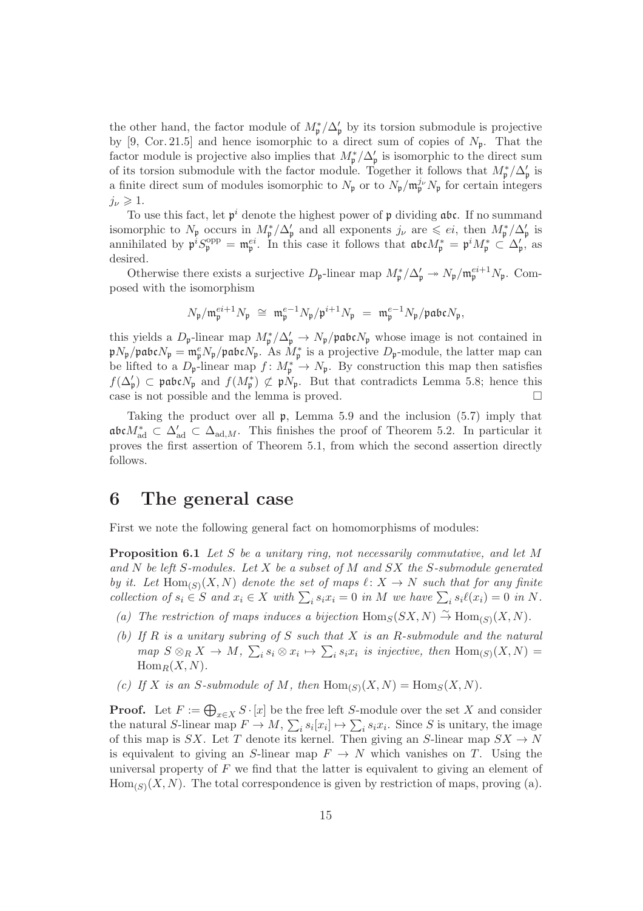the other hand, the factor module of $M_\mathfrak{p}^*/\Delta'_\mathfrak{p}$ by its torsion submodule is projective by [9, Cor. 21.5] and hence isomorphic to a direct sum of copies of $N_\mathfrak{p}$. That the factor module is projective also implies that $M_\mathfrak{p}^*/\Delta'_\mathfrak{p}$ is isomorphic to the direct sum of its torsion submodule with the factor module. Together it follows that $M_\mathfrak{p}^*/\Delta'_\mathfrak{p}$ is a finite direct sum of modules isomorphic to $N_\mathfrak{p}$ or to $N_\mathfrak{p}/\mathfrak{m}_\mathfrak{p}^{j_\nu}N_\mathfrak{p}$ for certain integers $j_\nu \geqslant 1$.

To use this fact, let $\mathfrak{p}^i$ denote the highest power of $\mathfrak{p}$ dividing $\mathfrak{abc}$. If no summand isomorphic to $N_\mathfrak{p}$ occurs in $M_\mathfrak{p}^*/\Delta'_\mathfrak{p}$ and all exponents $j_\nu$ are $\leqslant ei$, then $M_\mathfrak{p}^*/\Delta'_\mathfrak{p}$ is annihilated by $\mathfrak{p}^i S_\mathfrak{p}^{\mathrm{opp}} = \mathfrak{m}_\mathfrak{p}^{ei}$. In this case it follows that $\mathfrak{abc}M_\mathfrak{p}^* = \mathfrak{p}^i M_\mathfrak{p}^* \subset \Delta'_\mathfrak{p}$, as desired.

Otherwise there exists a surjective $D_\mathfrak{p}$-linear map $M_\mathfrak{p}^*/\Delta'_\mathfrak{p} \twoheadrightarrow N_\mathfrak{p}/\mathfrak{m}_\mathfrak{p}^{ei+1}N_\mathfrak{p}$. Composed with the isomorphism

$$N_\mathfrak{p}/\mathfrak{m}_\mathfrak{p}^{ei+1}N_\mathfrak{p} \;\cong\; \mathfrak{m}_\mathfrak{p}^{e-1}N_\mathfrak{p}/\mathfrak{p}^{i+1}N_\mathfrak{p} \;=\; \mathfrak{m}_\mathfrak{p}^{e-1}N_\mathfrak{p}/\mathfrak{pabc}N_\mathfrak{p},$$

this yields a $D_\mathfrak{p}$-linear map $M_\mathfrak{p}^*/\Delta'_\mathfrak{p} \to N_\mathfrak{p}/\mathfrak{pabc}N_\mathfrak{p}$ whose image is not contained in $\mathfrak{p}N_\mathfrak{p}/\mathfrak{pabc}N_\mathfrak{p} = \mathfrak{m}_\mathfrak{p}^e N_\mathfrak{p}/\mathfrak{pabc}N_\mathfrak{p}$. As $M_\mathfrak{p}^*$ is a projective $D_\mathfrak{p}$-module, the latter map can be lifted to a $D_\mathfrak{p}$-linear map $f\colon M_\mathfrak{p}^* \to N_\mathfrak{p}$. By construction this map then satisfies $f(\Delta'_\mathfrak{p}) \subset \mathfrak{pabc}N_\mathfrak{p}$ and $f(M_\mathfrak{p}^*) \not\subset \mathfrak{p}N_\mathfrak{p}$. But that contradicts Lemma 5.8; hence this case is not possible and the lemma is proved. □

Taking the product over all $\mathfrak{p}$, Lemma 5.9 and the inclusion (5.7) imply that $\mathfrak{abc}M_{\mathrm{ad}}^* \subset \Delta'_{\mathrm{ad}} \subset \Delta_{\mathrm{ad},M}$. This finishes the proof of Theorem 5.2. In particular it proves the first assertion of Theorem 5.1, from which the second assertion directly follows.

# 6 The general case

First we note the following general fact on homomorphisms of modules:

**Proposition 6.1** *Let $S$ be a unitary ring, not necessarily commutative, and let $M$ and $N$ be left $S$-modules. Let $X$ be a subset of $M$ and $SX$ the $S$-submodule generated by it. Let $\mathrm{Hom}_{(S)}(X,N)$ denote the set of maps $\ell\colon X \to N$ such that for any finite collection of $s_i \in S$ and $x_i \in X$ with $\sum_i s_i x_i = 0$ in $M$ we have $\sum_i s_i \ell(x_i) = 0$ in $N$.*

*(a) The restriction of maps induces a bijection $\mathrm{Hom}_S(SX,N) \xrightarrow{\sim} \mathrm{Hom}_{(S)}(X,N)$.*

*(b) If $R$ is a unitary subring of $S$ such that $X$ is an $R$-submodule and the natural map $S \otimes_R X \to M$, $\sum_i s_i \otimes x_i \mapsto \sum_i s_i x_i$ is injective, then $\mathrm{Hom}_{(S)}(X,N) = \mathrm{Hom}_R(X,N)$.*

*(c) If $X$ is an $S$-submodule of $M$, then $\mathrm{Hom}_{(S)}(X,N) = \mathrm{Hom}_S(X,N)$.*

**Proof.** Let $F := \bigoplus_{x\in X} S\cdot[x]$ be the free left $S$-module over the set $X$ and consider the natural $S$-linear map $F \to M$, $\sum_i s_i[x_i] \mapsto \sum_i s_i x_i$. Since $S$ is unitary, the image of this map is $SX$. Let $T$ denote its kernel. Then giving an $S$-linear map $SX \to N$ is equivalent to giving an $S$-linear map $F \to N$ which vanishes on $T$. Using the universal property of $F$ we find that the latter is equivalent to giving an element of $\mathrm{Hom}_{(S)}(X,N)$. The total correspondence is given by restriction of maps, proving (a).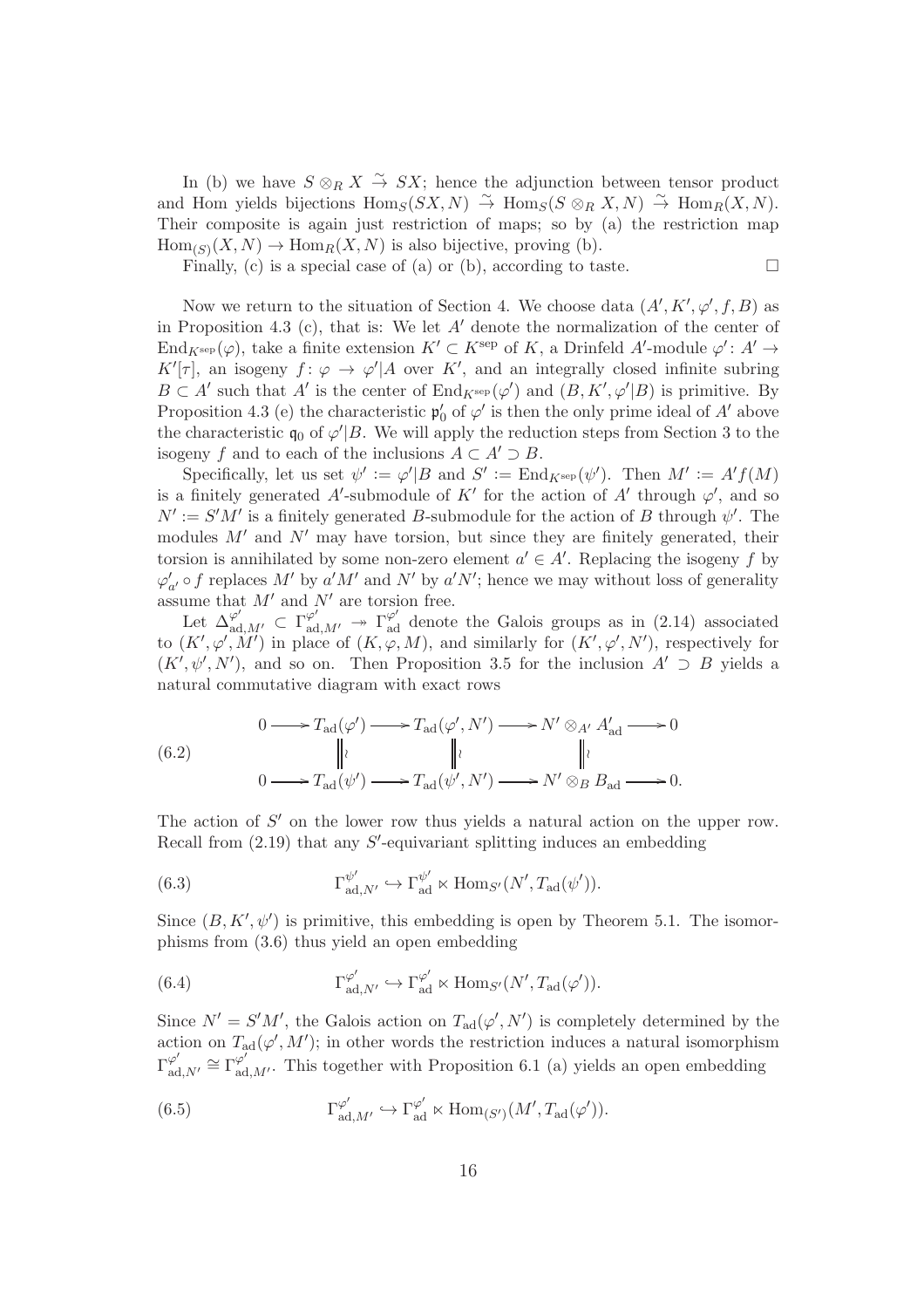In (b) we have $S \otimes_R X \stackrel{\sim}{\to} SX$; hence the adjunction between tensor product and Hom yields bijections $\mathrm{Hom}_S(SX, N) \stackrel{\sim}{\to} \mathrm{Hom}_S(S \otimes_R X, N) \stackrel{\sim}{\to} \mathrm{Hom}_R(X, N)$. Their composite is again just restriction of maps; so by (a) the restriction map $\mathrm{Hom}_{(S)}(X, N) \to \mathrm{Hom}_R(X, N)$ is also bijective, proving (b).

Finally, (c) is a special case of (a) or (b), according to taste. $\square$

Now we return to the situation of Section 4. We choose data $(A', K', \varphi', f, B)$ as in Proposition 4.3 (c), that is: We let $A'$ denote the normalization of the center of $\mathrm{End}_{K^{\mathrm{sep}}}(\varphi)$, take a finite extension $K' \subset K^{\mathrm{sep}}$ of $K$, a Drinfeld $A'$-module $\varphi' \colon A' \to K'[\tau]$, an isogeny $f \colon \varphi \to \varphi'|A$ over $K'$, and an integrally closed infinite subring $B \subset A'$ such that $A'$ is the center of $\mathrm{End}_{K^{\mathrm{sep}}}(\varphi')$ and $(B, K', \varphi'|B)$ is primitive. By Proposition 4.3 (e) the characteristic $\mathfrak{p}_0'$ of $\varphi'$ is then the only prime ideal of $A'$ above the characteristic $\mathfrak{q}_0$ of $\varphi'|B$. We will apply the reduction steps from Section 3 to the isogeny $f$ and to each of the inclusions $A \subset A' \supset B$.

Specifically, let us set $\psi' := \varphi'|B$ and $S' := \mathrm{End}_{K^{\mathrm{sep}}}(\psi')$. Then $M' := A'f(M)$ is a finitely generated $A'$-submodule of $K'$ for the action of $A'$ through $\varphi'$, and so $N' := S'M'$ is a finitely generated $B$-submodule for the action of $B$ through $\psi'$. The modules $M'$ and $N'$ may have torsion, but since they are finitely generated, their torsion is annihilated by some non-zero element $a' \in A'$. Replacing the isogeny $f$ by $\varphi'_{a'} \circ f$ replaces $M'$ by $a'M'$ and $N'$ by $a'N'$; hence we may without loss of generality assume that $M'$ and $N'$ are torsion free.

Let $\Delta^{\varphi'}_{\mathrm{ad},M'} \subset \Gamma^{\varphi'}_{\mathrm{ad},M'} \twoheadrightarrow \Gamma^{\varphi'}_{\mathrm{ad}}$ denote the Galois groups as in (2.14) associated to $(K', \varphi', M')$ in place of $(K, \varphi, M)$, and similarly for $(K', \varphi', N')$, respectively for $(K', \psi', N')$, and so on. Then Proposition 3.5 for the inclusion $A' \supset B$ yields a natural commutative diagram with exact rows

$$
\begin{array}{ccccccccc}
0 & \longrightarrow & T_{\mathrm{ad}}(\varphi') & \longrightarrow & T_{\mathrm{ad}}(\varphi', N') & \longrightarrow & N' \otimes_{A'} A'_{\mathrm{ad}} & \longrightarrow & 0 \\
 & & \| \wr & & \| \wr & & \| \wr & & \\
0 & \longrightarrow & T_{\mathrm{ad}}(\psi') & \longrightarrow & T_{\mathrm{ad}}(\psi', N') & \longrightarrow & N' \otimes_B B_{\mathrm{ad}} & \longrightarrow & 0.
\end{array}
\tag{6.2}
$$

The action of $S'$ on the lower row thus yields a natural action on the upper row. Recall from (2.19) that any $S'$-equivariant splitting induces an embedding

$$
\Gamma^{\psi'}_{\mathrm{ad},N'} \hookrightarrow \Gamma^{\psi'}_{\mathrm{ad}} \ltimes \mathrm{Hom}_{S'}(N', T_{\mathrm{ad}}(\psi')). \tag{6.3}
$$

Since $(B, K', \psi')$ is primitive, this embedding is open by Theorem 5.1. The isomorphisms from (3.6) thus yield an open embedding

$$
\Gamma^{\varphi'}_{\mathrm{ad},N'} \hookrightarrow \Gamma^{\varphi'}_{\mathrm{ad}} \ltimes \mathrm{Hom}_{S'}(N', T_{\mathrm{ad}}(\varphi')). \tag{6.4}
$$

Since $N' = S'M'$, the Galois action on $T_{\mathrm{ad}}(\varphi', N')$ is completely determined by the action on $T_{\mathrm{ad}}(\varphi', M')$; in other words the restriction induces a natural isomorphism $\Gamma^{\varphi'}_{\mathrm{ad},N'} \cong \Gamma^{\varphi'}_{\mathrm{ad},M'}$. This together with Proposition 6.1 (a) yields an open embedding

$$
\Gamma^{\varphi'}_{\mathrm{ad},M'} \hookrightarrow \Gamma^{\varphi'}_{\mathrm{ad}} \ltimes \mathrm{Hom}_{(S')}(M', T_{\mathrm{ad}}(\varphi')). \tag{6.5}
$$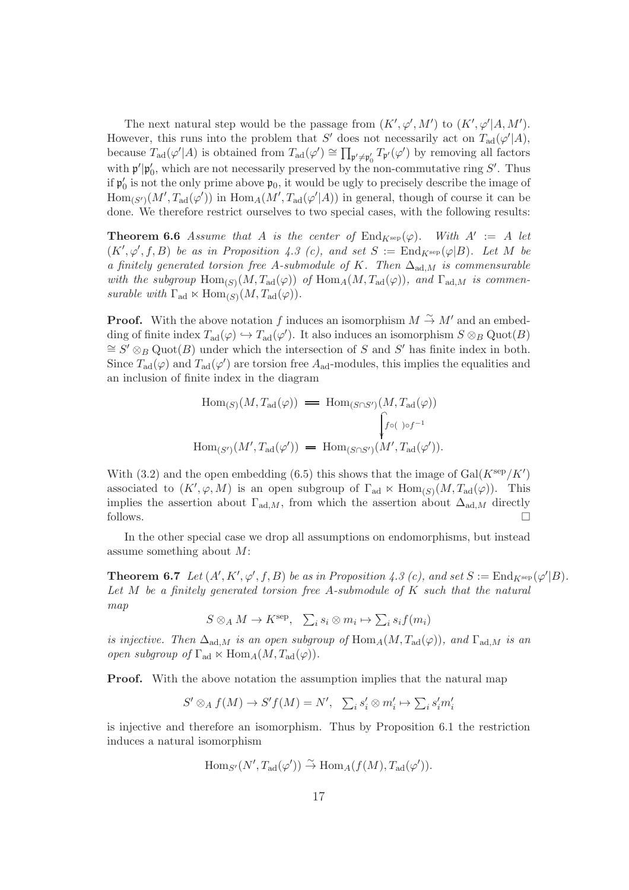The next natural step would be the passage from $(K', \varphi', M')$ to $(K', \varphi'|A, M')$. However, this runs into the problem that $S'$ does not necessarily act on $T_{\rm ad}(\varphi'|A)$, because $T_{\rm ad}(\varphi'|A)$ is obtained from $T_{\rm ad}(\varphi') \cong \prod_{\mathfrak{p}' \neq \mathfrak{p}'_0} T_{\mathfrak{p}'}(\varphi')$ by removing all factors with $\mathfrak{p}'|\mathfrak{p}'_0$, which are not necessarily preserved by the non-commutative ring $S'$. Thus if $\mathfrak{p}'_0$ is not the only prime above $\mathfrak{p}_0$, it would be ugly to precisely describe the image of $\operatorname{Hom}_{(S')}(M', T_{\rm ad}(\varphi'))$ in $\operatorname{Hom}_A(M', T_{\rm ad}(\varphi'|A))$ in general, though of course it can be done. We therefore restrict ourselves to two special cases, with the following results:

**Theorem 6.6** *Assume that $A$ is the center of $\operatorname{End}_{K^{\rm sep}}(\varphi)$. With $A' := A$ let $(K', \varphi', f, B)$ be as in Proposition 4.3 (c), and set $S := \operatorname{End}_{K^{\rm sep}}(\varphi|B)$. Let $M$ be a finitely generated torsion free $A$-submodule of $K$. Then $\Delta_{{\rm ad},M}$ is commensurable with the subgroup $\operatorname{Hom}_{(S)}(M, T_{\rm ad}(\varphi))$ of $\operatorname{Hom}_A(M, T_{\rm ad}(\varphi))$, and $\Gamma_{{\rm ad},M}$ is commensurable with $\Gamma_{\rm ad} \ltimes \operatorname{Hom}_{(S)}(M, T_{\rm ad}(\varphi))$.*

**Proof.** With the above notation $f$ induces an isomorphism $M \stackrel{\sim}{\to} M'$ and an embedding of finite index $T_{\rm ad}(\varphi) \hookrightarrow T_{\rm ad}(\varphi')$. It also induces an isomorphism $S \otimes_B \operatorname{Quot}(B) \cong S' \otimes_B \operatorname{Quot}(B)$ under which the intersection of $S$ and $S'$ has finite index in both. Since $T_{\rm ad}(\varphi)$ and $T_{\rm ad}(\varphi')$ are torsion free $A_{\rm ad}$-modules, this implies the equalities and an inclusion of finite index in the diagram

$$\begin{array}{ccc} \operatorname{Hom}_{(S)}(M, T_{\rm ad}(\varphi)) & = & \operatorname{Hom}_{(S\cap S')}(M, T_{\rm ad}(\varphi)) \\ & & \Big\downarrow {\scriptstyle f\circ(\ )\circ f^{-1}} \\ \operatorname{Hom}_{(S')}(M', T_{\rm ad}(\varphi')) & = & \operatorname{Hom}_{(S\cap S')}(M', T_{\rm ad}(\varphi')). \end{array}$$

With (3.2) and the open embedding (6.5) this shows that the image of $\operatorname{Gal}(K^{\rm sep}/K')$ associated to $(K', \varphi, M)$ is an open subgroup of $\Gamma_{\rm ad} \ltimes \operatorname{Hom}_{(S)}(M, T_{\rm ad}(\varphi))$. This implies the assertion about $\Gamma_{{\rm ad},M}$, from which the assertion about $\Delta_{{\rm ad},M}$ directly follows. $\square$

In the other special case we drop all assumptions on endomorphisms, but instead assume something about $M$:

**Theorem 6.7** *Let $(A', K', \varphi', f, B)$ be as in Proposition 4.3 (c), and set $S := \operatorname{End}_{K^{\rm sep}}(\varphi'|B)$. Let $M$ be a finitely generated torsion free $A$-submodule of $K$ such that the natural map*

$$S \otimes_A M \to K^{\rm sep}, \quad \textstyle\sum_i s_i \otimes m_i \mapsto \sum_i s_i f(m_i)$$

*is injective. Then $\Delta_{{\rm ad},M}$ is an open subgroup of $\operatorname{Hom}_A(M, T_{\rm ad}(\varphi))$, and $\Gamma_{{\rm ad},M}$ is an open subgroup of $\Gamma_{\rm ad} \ltimes \operatorname{Hom}_A(M, T_{\rm ad}(\varphi))$.*

**Proof.** With the above notation the assumption implies that the natural map

$$S' \otimes_A f(M) \to S'f(M) = N', \quad \textstyle\sum_i s'_i \otimes m'_i \mapsto \sum_i s'_i m'_i$$

is injective and therefore an isomorphism. Thus by Proposition 6.1 the restriction induces a natural isomorphism

$$\operatorname{Hom}_{S'}(N', T_{\rm ad}(\varphi')) \stackrel{\sim}{\to} \operatorname{Hom}_A(f(M), T_{\rm ad}(\varphi')).$$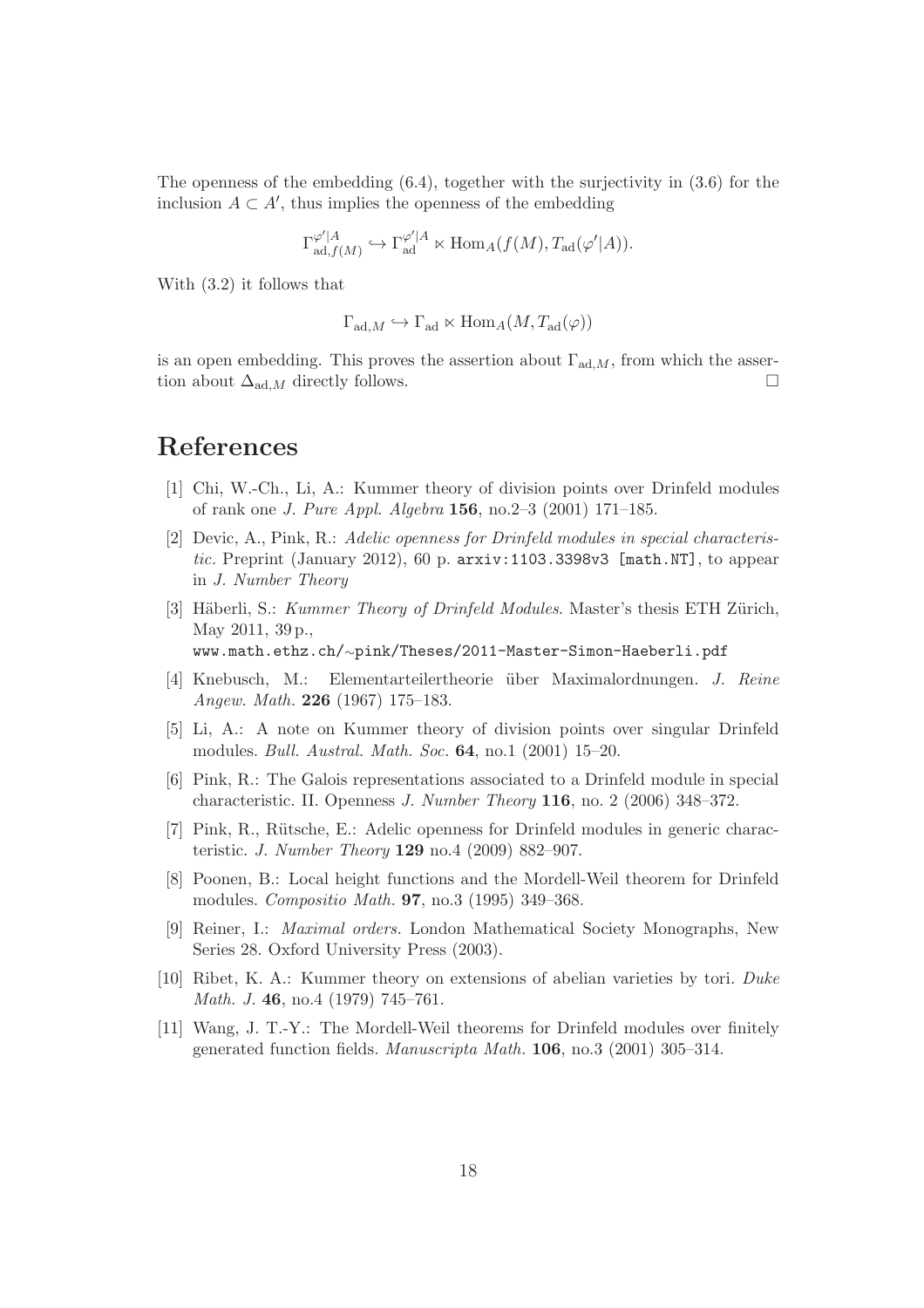The openness of the embedding (6.4), together with the surjectivity in (3.6) for the inclusion $A \subset A'$, thus implies the openness of the embedding

$$\Gamma_{\mathrm{ad},f(M)}^{\varphi'|A} \hookrightarrow \Gamma_{\mathrm{ad}}^{\varphi'|A} \ltimes \mathrm{Hom}_A(f(M), T_{\mathrm{ad}}(\varphi'|A)).$$

With (3.2) it follows that

$$\Gamma_{\mathrm{ad},M} \hookrightarrow \Gamma_{\mathrm{ad}} \ltimes \mathrm{Hom}_A(M, T_{\mathrm{ad}}(\varphi))$$

is an open embedding. This proves the assertion about $\Gamma_{\mathrm{ad},M}$, from which the assertion about $\Delta_{\mathrm{ad},M}$ directly follows. $\square$

# References

[1] Chi, W.-Ch., Li, A.: Kummer theory of division points over Drinfeld modules of rank one *J. Pure Appl. Algebra* **156**, no.2–3 (2001) 171–185.

[2] Devic, A., Pink, R.: *Adelic openness for Drinfeld modules in special characteristic.* Preprint (January 2012), 60 p. `arxiv:1103.3398v3 [math.NT]`, to appear in *J. Number Theory*

[3] Häberli, S.: *Kummer Theory of Drinfeld Modules.* Master's thesis ETH Zürich, May 2011, 39 p., `www.math.ethz.ch/~pink/Theses/2011-Master-Simon-Haeberli.pdf`

[4] Knebusch, M.: Elementarteilertheorie über Maximalordnungen. *J. Reine Angew. Math.* **226** (1967) 175–183.

[5] Li, A.: A note on Kummer theory of division points over singular Drinfeld modules. *Bull. Austral. Math. Soc.* **64**, no.1 (2001) 15–20.

[6] Pink, R.: The Galois representations associated to a Drinfeld module in special characteristic. II. Openness *J. Number Theory* **116**, no. 2 (2006) 348–372.

[7] Pink, R., Rütsche, E.: Adelic openness for Drinfeld modules in generic characteristic. *J. Number Theory* **129** no.4 (2009) 882–907.

[8] Poonen, B.: Local height functions and the Mordell-Weil theorem for Drinfeld modules. *Compositio Math.* **97**, no.3 (1995) 349–368.

[9] Reiner, I.: *Maximal orders.* London Mathematical Society Monographs, New Series 28. Oxford University Press (2003).

[10] Ribet, K. A.: Kummer theory on extensions of abelian varieties by tori. *Duke Math. J.* **46**, no.4 (1979) 745–761.

[11] Wang, J. T.-Y.: The Mordell-Weil theorems for Drinfeld modules over finitely generated function fields. *Manuscripta Math.* **106**, no.3 (2001) 305–314.